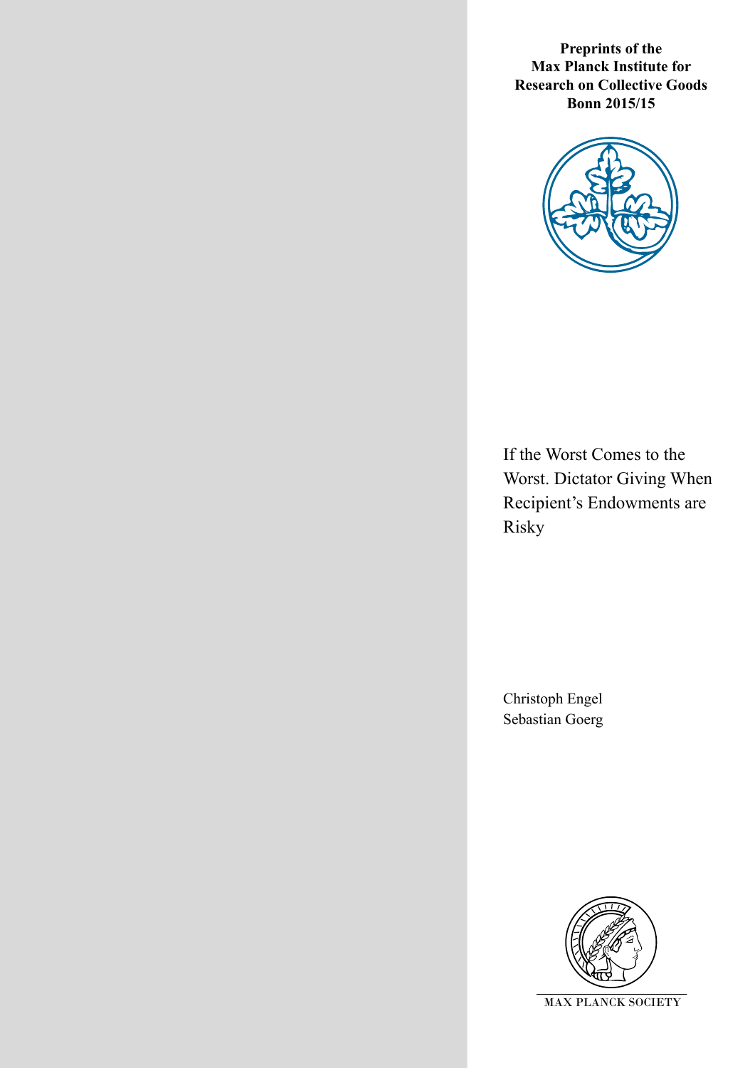**Preprints of the Max Planck Institute for Research on Collective Goods Bonn 2015/15**

# If the Worst Comes to the Worst. Dictator Giving When Recipient's Endowments are Risky

Christoph Engel
Sebastian Goerg

MAX PLANCK SOCIETY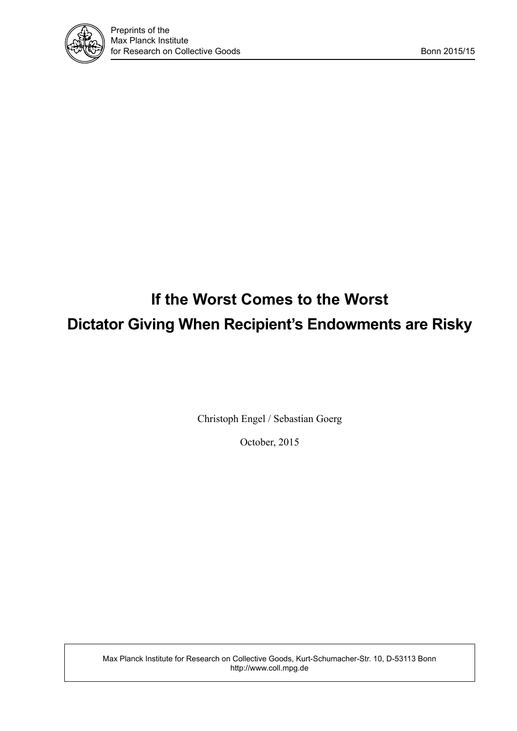# If the Worst Comes to the Worst

# Dictator Giving When Recipient's Endowments are Risky

Christoph Engel / Sebastian Goerg

October, 2015

Max Planck Institute for Research on Collective Goods, Kurt-Schumacher-Str. 10, D-53113 Bonn
http://www.coll.mpg.de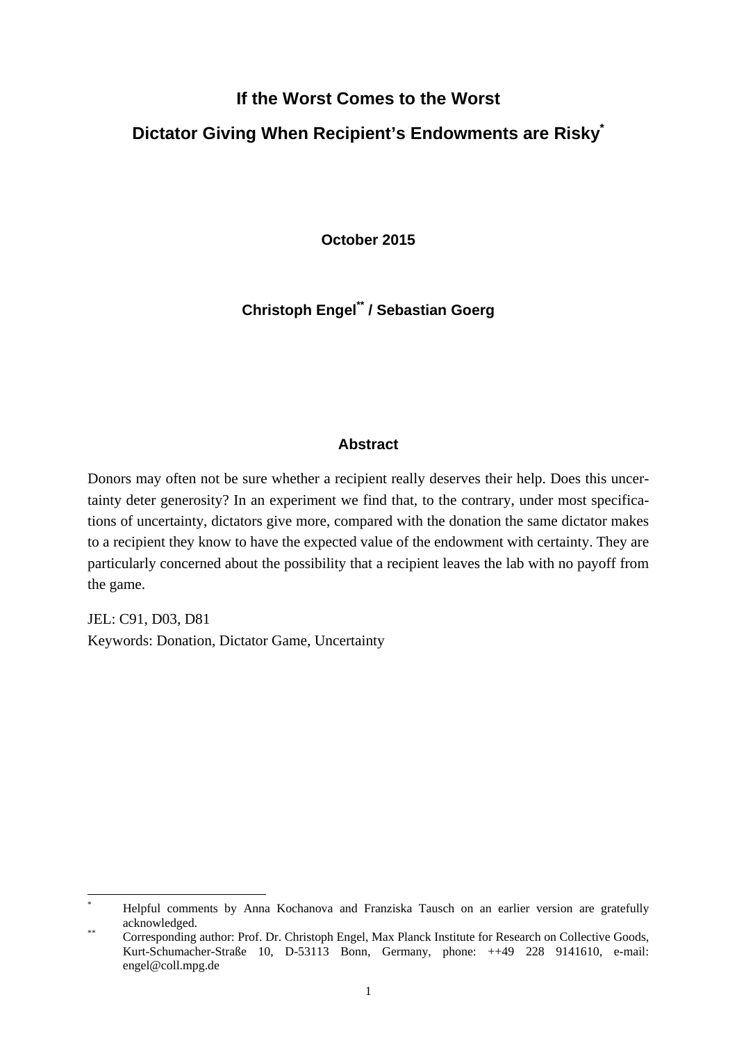# If the Worst Comes to the Worst

# Dictator Giving When Recipient's Endowments are Risky*

**October 2015**

**Christoph Engel** / Sebastian Goerg**

## Abstract

Donors may often not be sure whether a recipient really deserves their help. Does this uncertainty deter generosity? In an experiment we find that, to the contrary, under most specifications of uncertainty, dictators give more, compared with the donation the same dictator makes to a recipient they know to have the expected value of the endowment with certainty. They are particularly concerned about the possibility that a recipient leaves the lab with no payoff from the game.

JEL: C91, D03, D81
Keywords: Donation, Dictator Game, Uncertainty

---

* Helpful comments by Anna Kochanova and Franziska Tausch on an earlier version are gratefully acknowledged.

** Corresponding author: Prof. Dr. Christoph Engel, Max Planck Institute for Research on Collective Goods, Kurt-Schumacher-Straße 10, D-53113 Bonn, Germany, phone: ++49 228 9141610, e-mail: engel@coll.mpg.de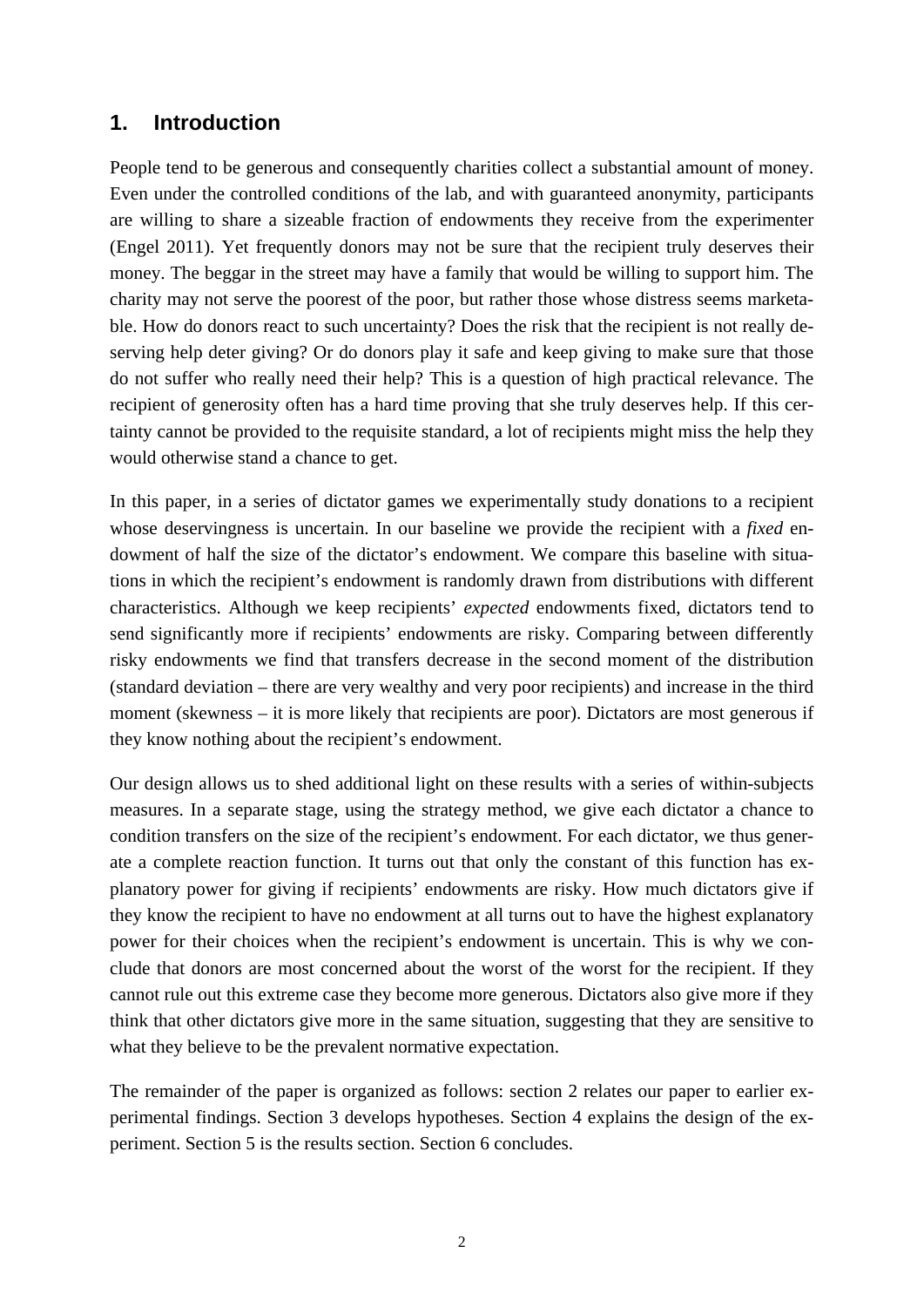## 1. Introduction

People tend to be generous and consequently charities collect a substantial amount of money. Even under the controlled conditions of the lab, and with guaranteed anonymity, participants are willing to share a sizeable fraction of endowments they receive from the experimenter (Engel 2011). Yet frequently donors may not be sure that the recipient truly deserves their money. The beggar in the street may have a family that would be willing to support him. The charity may not serve the poorest of the poor, but rather those whose distress seems marketable. How do donors react to such uncertainty? Does the risk that the recipient is not really deserving help deter giving? Or do donors play it safe and keep giving to make sure that those do not suffer who really need their help? This is a question of high practical relevance. The recipient of generosity often has a hard time proving that she truly deserves help. If this certainty cannot be provided to the requisite standard, a lot of recipients might miss the help they would otherwise stand a chance to get.

In this paper, in a series of dictator games we experimentally study donations to a recipient whose deservingness is uncertain. In our baseline we provide the recipient with a *fixed* endowment of half the size of the dictator's endowment. We compare this baseline with situations in which the recipient's endowment is randomly drawn from distributions with different characteristics. Although we keep recipients' *expected* endowments fixed, dictators tend to send significantly more if recipients' endowments are risky. Comparing between differently risky endowments we find that transfers decrease in the second moment of the distribution (standard deviation – there are very wealthy and very poor recipients) and increase in the third moment (skewness – it is more likely that recipients are poor). Dictators are most generous if they know nothing about the recipient's endowment.

Our design allows us to shed additional light on these results with a series of within-subjects measures. In a separate stage, using the strategy method, we give each dictator a chance to condition transfers on the size of the recipient's endowment. For each dictator, we thus generate a complete reaction function. It turns out that only the constant of this function has explanatory power for giving if recipients' endowments are risky. How much dictators give if they know the recipient to have no endowment at all turns out to have the highest explanatory power for their choices when the recipient's endowment is uncertain. This is why we conclude that donors are most concerned about the worst of the worst for the recipient. If they cannot rule out this extreme case they become more generous. Dictators also give more if they think that other dictators give more in the same situation, suggesting that they are sensitive to what they believe to be the prevalent normative expectation.

The remainder of the paper is organized as follows: section 2 relates our paper to earlier experimental findings. Section 3 develops hypotheses. Section 4 explains the design of the experiment. Section 5 is the results section. Section 6 concludes.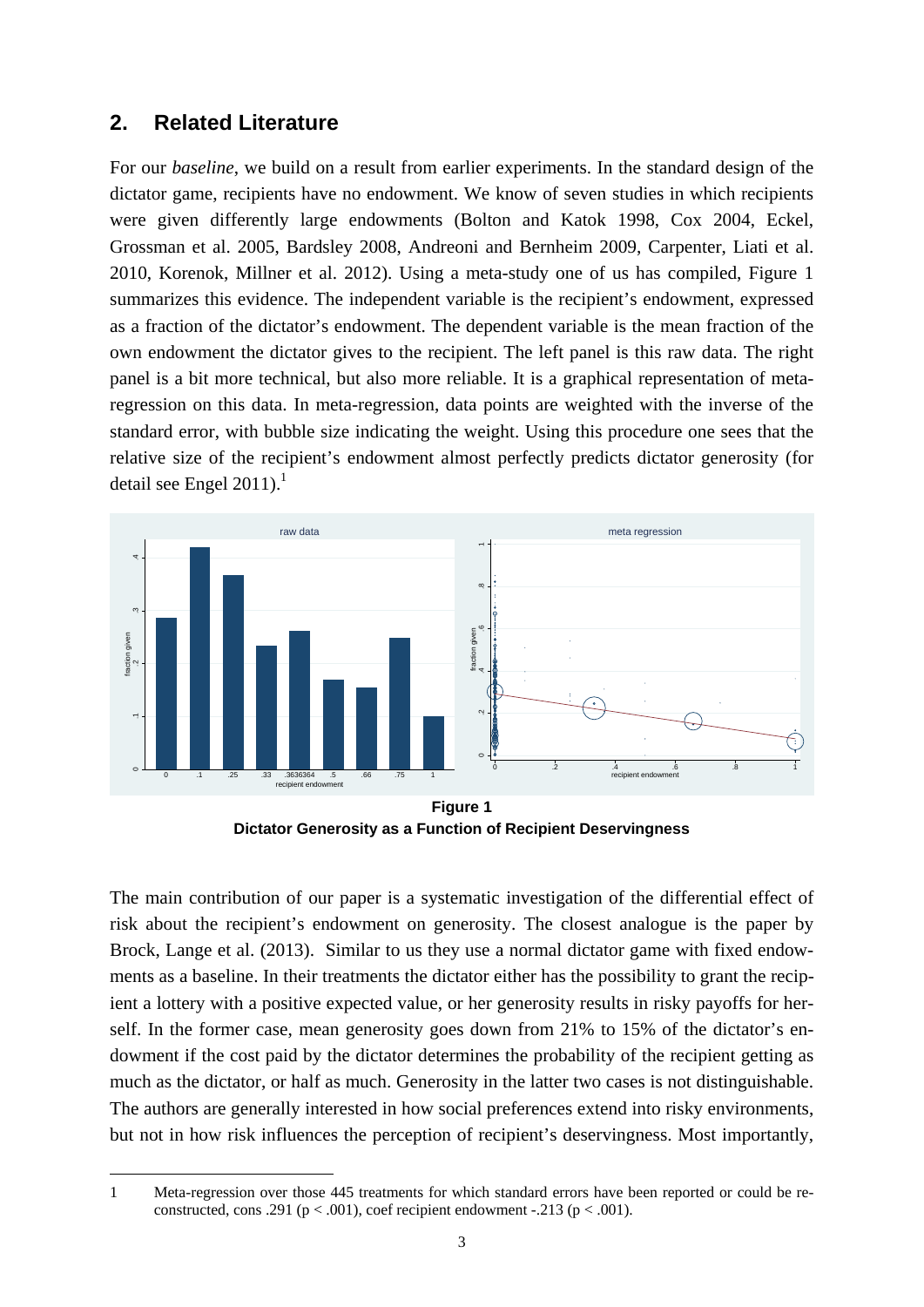## 2. Related Literature

For our *baseline*, we build on a result from earlier experiments. In the standard design of the dictator game, recipients have no endowment. We know of seven studies in which recipients were given differently large endowments (Bolton and Katok 1998, Cox 2004, Eckel, Grossman et al. 2005, Bardsley 2008, Andreoni and Bernheim 2009, Carpenter, Liati et al. 2010, Korenok, Millner et al. 2012). Using a meta-study one of us has compiled, Figure 1 summarizes this evidence. The independent variable is the recipient's endowment, expressed as a fraction of the dictator's endowment. The dependent variable is the mean fraction of the own endowment the dictator gives to the recipient. The left panel is this raw data. The right panel is a bit more technical, but also more reliable. It is a graphical representation of meta-regression on this data. In meta-regression, data points are weighted with the inverse of the standard error, with bubble size indicating the weight. Using this procedure one sees that the relative size of the recipient's endowment almost perfectly predicts dictator generosity (for detail see Engel 2011).[1]

**Figure 1**
**Dictator Generosity as a Function of Recipient Deservingness**

The main contribution of our paper is a systematic investigation of the differential effect of risk about the recipient's endowment on generosity. The closest analogue is the paper by Brock, Lange et al. (2013). Similar to us they use a normal dictator game with fixed endowments as a baseline. In their treatments the dictator either has the possibility to grant the recipient a lottery with a positive expected value, or her generosity results in risky payoffs for herself. In the former case, mean generosity goes down from 21% to 15% of the dictator's endowment if the cost paid by the dictator determines the probability of the recipient getting as much as the dictator, or half as much. Generosity in the latter two cases is not distinguishable. The authors are generally interested in how social preferences extend into risky environments, but not in how risk influences the perception of recipient's deservingness. Most importantly,

---

1 Meta-regression over those 445 treatments for which standard errors have been reported or could be reconstructed, cons .291 ($p < .001$), coef recipient endowment -.213 ($p < .001$).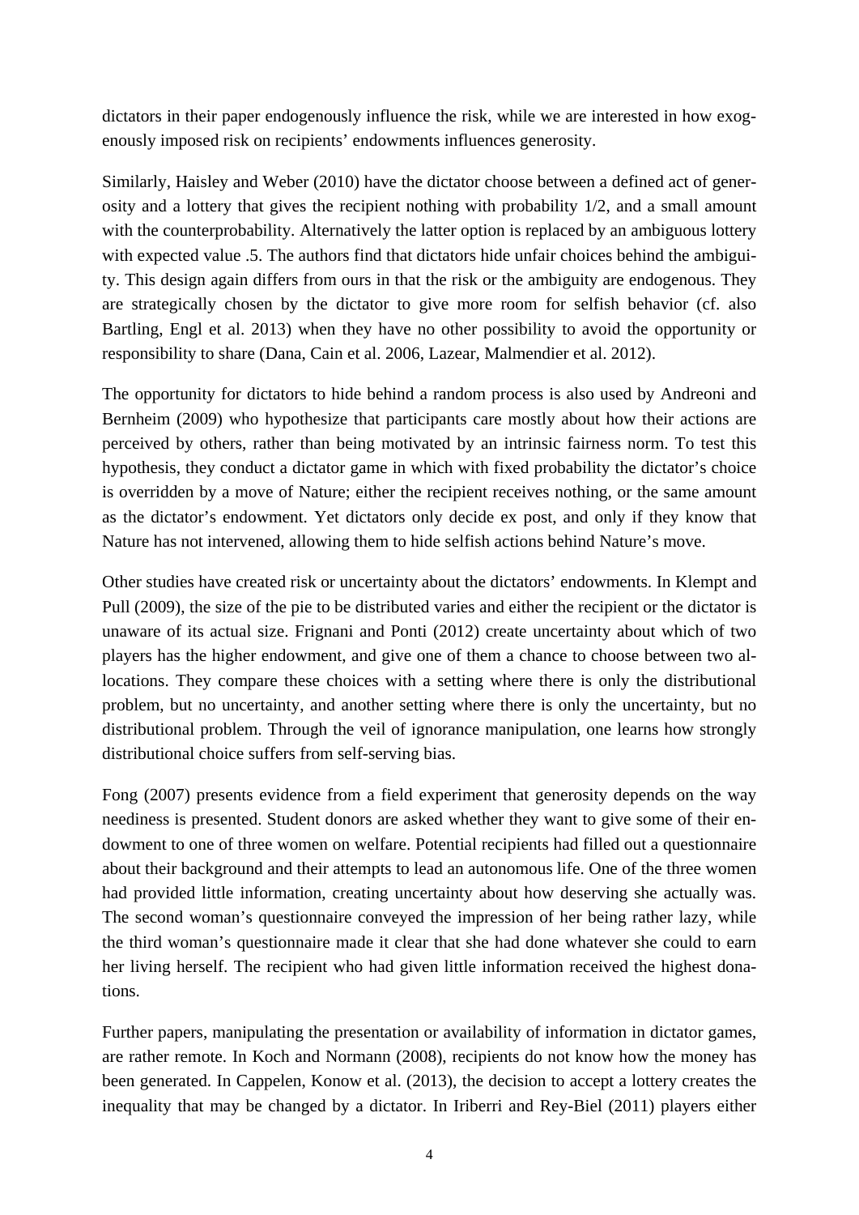dictators in their paper endogenously influence the risk, while we are interested in how exogenously imposed risk on recipients' endowments influences generosity.

Similarly, Haisley and Weber (2010) have the dictator choose between a defined act of generosity and a lottery that gives the recipient nothing with probability 1/2, and a small amount with the counterprobability. Alternatively the latter option is replaced by an ambiguous lottery with expected value .5. The authors find that dictators hide unfair choices behind the ambiguity. This design again differs from ours in that the risk or the ambiguity are endogenous. They are strategically chosen by the dictator to give more room for selfish behavior (cf. also Bartling, Engl et al. 2013) when they have no other possibility to avoid the opportunity or responsibility to share (Dana, Cain et al. 2006, Lazear, Malmendier et al. 2012).

The opportunity for dictators to hide behind a random process is also used by Andreoni and Bernheim (2009) who hypothesize that participants care mostly about how their actions are perceived by others, rather than being motivated by an intrinsic fairness norm. To test this hypothesis, they conduct a dictator game in which with fixed probability the dictator's choice is overridden by a move of Nature; either the recipient receives nothing, or the same amount as the dictator's endowment. Yet dictators only decide ex post, and only if they know that Nature has not intervened, allowing them to hide selfish actions behind Nature's move.

Other studies have created risk or uncertainty about the dictators' endowments. In Klempt and Pull (2009), the size of the pie to be distributed varies and either the recipient or the dictator is unaware of its actual size. Frignani and Ponti (2012) create uncertainty about which of two players has the higher endowment, and give one of them a chance to choose between two allocations. They compare these choices with a setting where there is only the distributional problem, but no uncertainty, and another setting where there is only the uncertainty, but no distributional problem. Through the veil of ignorance manipulation, one learns how strongly distributional choice suffers from self-serving bias.

Fong (2007) presents evidence from a field experiment that generosity depends on the way neediness is presented. Student donors are asked whether they want to give some of their endowment to one of three women on welfare. Potential recipients had filled out a questionnaire about their background and their attempts to lead an autonomous life. One of the three women had provided little information, creating uncertainty about how deserving she actually was. The second woman's questionnaire conveyed the impression of her being rather lazy, while the third woman's questionnaire made it clear that she had done whatever she could to earn her living herself. The recipient who had given little information received the highest donations.

Further papers, manipulating the presentation or availability of information in dictator games, are rather remote. In Koch and Normann (2008), recipients do not know how the money has been generated. In Cappelen, Konow et al. (2013), the decision to accept a lottery creates the inequality that may be changed by a dictator. In Iriberri and Rey-Biel (2011) players either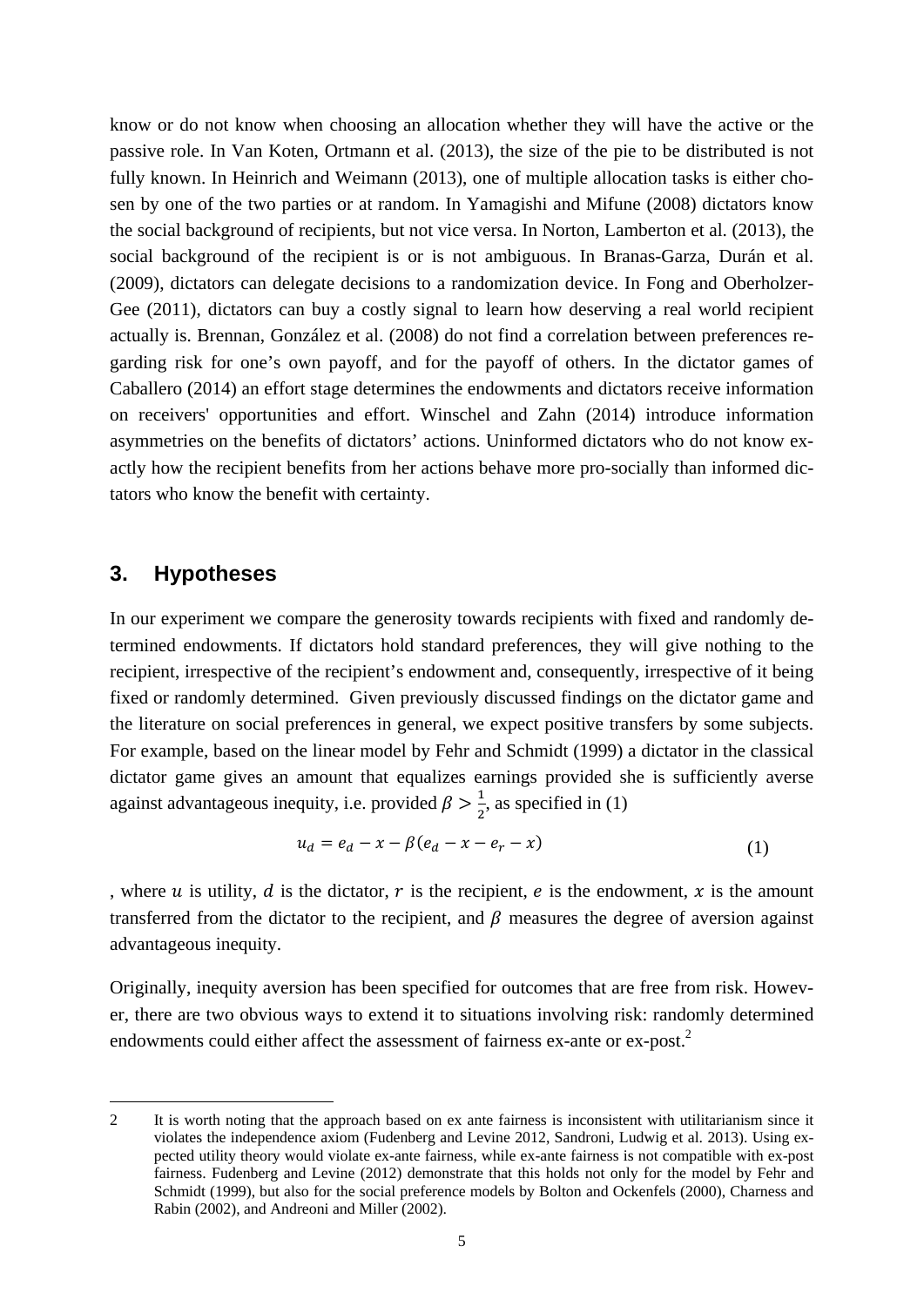know or do not know when choosing an allocation whether they will have the active or the passive role. In Van Koten, Ortmann et al. (2013), the size of the pie to be distributed is not fully known. In Heinrich and Weimann (2013), one of multiple allocation tasks is either chosen by one of the two parties or at random. In Yamagishi and Mifune (2008) dictators know the social background of recipients, but not vice versa. In Norton, Lamberton et al. (2013), the social background of the recipient is or is not ambiguous. In Branas-Garza, Durán et al. (2009), dictators can delegate decisions to a randomization device. In Fong and Oberholzer-Gee (2011), dictators can buy a costly signal to learn how deserving a real world recipient actually is. Brennan, González et al. (2008) do not find a correlation between preferences regarding risk for one's own payoff, and for the payoff of others. In the dictator games of Caballero (2014) an effort stage determines the endowments and dictators receive information on receivers' opportunities and effort. Winschel and Zahn (2014) introduce information asymmetries on the benefits of dictators' actions. Uninformed dictators who do not know exactly how the recipient benefits from her actions behave more pro-socially than informed dictators who know the benefit with certainty.

## 3. Hypotheses

In our experiment we compare the generosity towards recipients with fixed and randomly determined endowments. If dictators hold standard preferences, they will give nothing to the recipient, irrespective of the recipient's endowment and, consequently, irrespective of it being fixed or randomly determined. Given previously discussed findings on the dictator game and the literature on social preferences in general, we expect positive transfers by some subjects. For example, based on the linear model by Fehr and Schmidt (1999) a dictator in the classical dictator game gives an amount that equalizes earnings provided she is sufficiently averse against advantageous inequity, i.e. provided $\beta > \frac{1}{2}$, as specified in (1)

$$u_d = e_d - x - \beta(e_d - x - e_r - x) \qquad (1)$$

, where $u$ is utility, $d$ is the dictator, $r$ is the recipient, $e$ is the endowment, $x$ is the amount transferred from the dictator to the recipient, and $\beta$ measures the degree of aversion against advantageous inequity.

Originally, inequity aversion has been specified for outcomes that are free from risk. However, there are two obvious ways to extend it to situations involving risk: randomly determined endowments could either affect the assessment of fairness ex-ante or ex-post.[2]

[2] It is worth noting that the approach based on ex ante fairness is inconsistent with utilitarianism since it violates the independence axiom (Fudenberg and Levine 2012, Sandroni, Ludwig et al. 2013). Using expected utility theory would violate ex-ante fairness, while ex-ante fairness is not compatible with ex-post fairness. Fudenberg and Levine (2012) demonstrate that this holds not only for the model by Fehr and Schmidt (1999), but also for the social preference models by Bolton and Ockenfels (2000), Charness and Rabin (2002), and Andreoni and Miller (2002).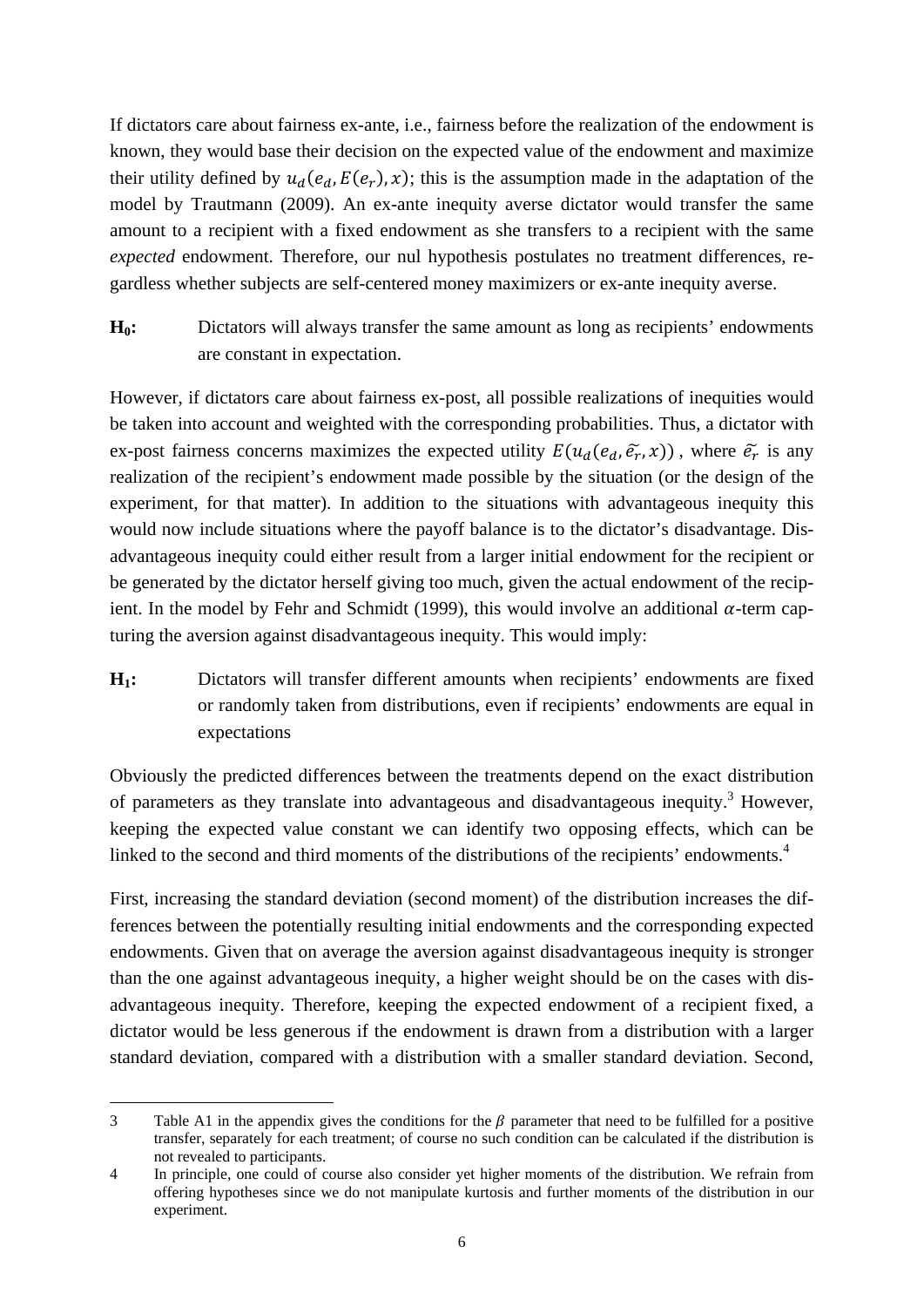If dictators care about fairness ex-ante, i.e., fairness before the realization of the endowment is known, they would base their decision on the expected value of the endowment and maximize their utility defined by $u_d(e_d, E(e_r), x)$; this is the assumption made in the adaptation of the model by Trautmann (2009). An ex-ante inequity averse dictator would transfer the same amount to a recipient with a fixed endowment as she transfers to a recipient with the same *expected* endowment. Therefore, our nul hypothesis postulates no treatment differences, regardless whether subjects are self-centered money maximizers or ex-ante inequity averse.

**$H_0$:** Dictators will always transfer the same amount as long as recipients' endowments are constant in expectation.

However, if dictators care about fairness ex-post, all possible realizations of inequities would be taken into account and weighted with the corresponding probabilities. Thus, a dictator with ex-post fairness concerns maximizes the expected utility $E(u_d(e_d, \tilde{e_r}, x))$, where $\tilde{e_r}$ is any realization of the recipient's endowment made possible by the situation (or the design of the experiment, for that matter). In addition to the situations with advantageous inequity this would now include situations where the payoff balance is to the dictator's disadvantage. Disadvantageous inequity could either result from a larger initial endowment for the recipient or be generated by the dictator herself giving too much, given the actual endowment of the recipient. In the model by Fehr and Schmidt (1999), this would involve an additional $\alpha$-term capturing the aversion against disadvantageous inequity. This would imply:

**$H_1$:** Dictators will transfer different amounts when recipients' endowments are fixed or randomly taken from distributions, even if recipients' endowments are equal in expectations

Obviously the predicted differences between the treatments depend on the exact distribution of parameters as they translate into advantageous and disadvantageous inequity.[3] However, keeping the expected value constant we can identify two opposing effects, which can be linked to the second and third moments of the distributions of the recipients' endowments.[4]

First, increasing the standard deviation (second moment) of the distribution increases the differences between the potentially resulting initial endowments and the corresponding expected endowments. Given that on average the aversion against disadvantageous inequity is stronger than the one against advantageous inequity, a higher weight should be on the cases with disadvantageous inequity. Therefore, keeping the expected endowment of a recipient fixed, a dictator would be less generous if the endowment is drawn from a distribution with a larger standard deviation, compared with a distribution with a smaller standard deviation. Second,

---

3 Table A1 in the appendix gives the conditions for the $\beta$ parameter that need to be fulfilled for a positive transfer, separately for each treatment; of course no such condition can be calculated if the distribution is not revealed to participants.

4 In principle, one could of course also consider yet higher moments of the distribution. We refrain from offering hypotheses since we do not manipulate kurtosis and further moments of the distribution in our experiment.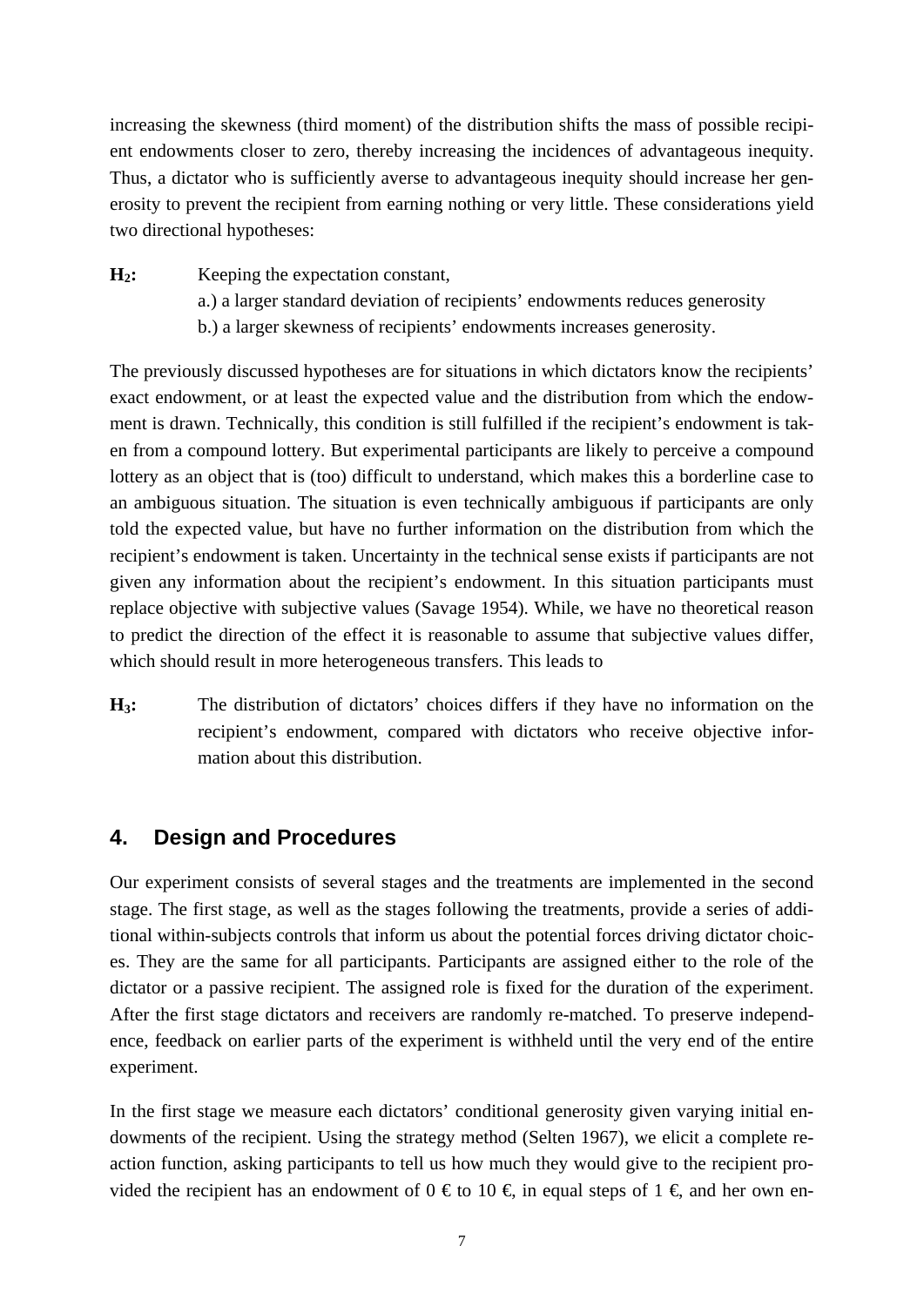increasing the skewness (third moment) of the distribution shifts the mass of possible recipient endowments closer to zero, thereby increasing the incidences of advantageous inequity. Thus, a dictator who is sufficiently averse to advantageous inequity should increase her generosity to prevent the recipient from earning nothing or very little. These considerations yield two directional hypotheses:

**$H_2$:** Keeping the expectation constant,
a.) a larger standard deviation of recipients' endowments reduces generosity
b.) a larger skewness of recipients' endowments increases generosity.

The previously discussed hypotheses are for situations in which dictators know the recipients' exact endowment, or at least the expected value and the distribution from which the endowment is drawn. Technically, this condition is still fulfilled if the recipient's endowment is taken from a compound lottery. But experimental participants are likely to perceive a compound lottery as an object that is (too) difficult to understand, which makes this a borderline case to an ambiguous situation. The situation is even technically ambiguous if participants are only told the expected value, but have no further information on the distribution from which the recipient's endowment is taken. Uncertainty in the technical sense exists if participants are not given any information about the recipient's endowment. In this situation participants must replace objective with subjective values (Savage 1954). While, we have no theoretical reason to predict the direction of the effect it is reasonable to assume that subjective values differ, which should result in more heterogeneous transfers. This leads to

**$H_3$:** The distribution of dictators' choices differs if they have no information on the recipient's endowment, compared with dictators who receive objective information about this distribution.

## 4. Design and Procedures

Our experiment consists of several stages and the treatments are implemented in the second stage. The first stage, as well as the stages following the treatments, provide a series of additional within-subjects controls that inform us about the potential forces driving dictator choices. They are the same for all participants. Participants are assigned either to the role of the dictator or a passive recipient. The assigned role is fixed for the duration of the experiment. After the first stage dictators and receivers are randomly re-matched. To preserve independence, feedback on earlier parts of the experiment is withheld until the very end of the entire experiment.

In the first stage we measure each dictators' conditional generosity given varying initial endowments of the recipient. Using the strategy method (Selten 1967), we elicit a complete reaction function, asking participants to tell us how much they would give to the recipient provided the recipient has an endowment of 0 € to 10 €, in equal steps of 1 €, and her own en-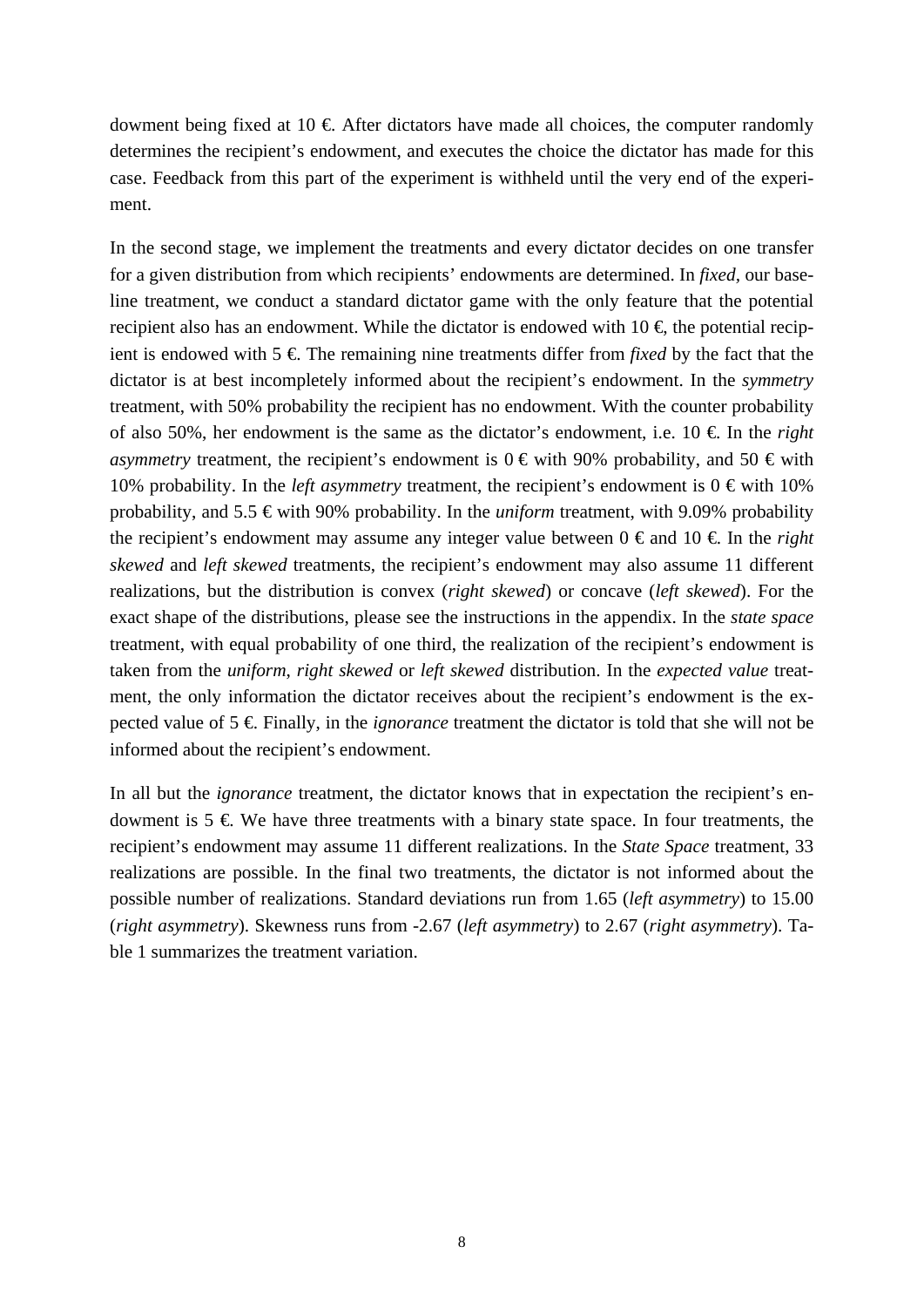dowment being fixed at 10 €. After dictators have made all choices, the computer randomly determines the recipient's endowment, and executes the choice the dictator has made for this case. Feedback from this part of the experiment is withheld until the very end of the experiment.

In the second stage, we implement the treatments and every dictator decides on one transfer for a given distribution from which recipients' endowments are determined. In *fixed*, our baseline treatment, we conduct a standard dictator game with the only feature that the potential recipient also has an endowment. While the dictator is endowed with 10 €, the potential recipient is endowed with 5 €. The remaining nine treatments differ from *fixed* by the fact that the dictator is at best incompletely informed about the recipient's endowment. In the *symmetry* treatment, with 50% probability the recipient has no endowment. With the counter probability of also 50%, her endowment is the same as the dictator's endowment, i.e. 10 €. In the *right asymmetry* treatment, the recipient's endowment is 0 € with 90% probability, and 50 € with 10% probability. In the *left asymmetry* treatment, the recipient's endowment is 0 € with 10% probability, and 5.5 € with 90% probability. In the *uniform* treatment, with 9.09% probability the recipient's endowment may assume any integer value between 0 € and 10 €. In the *right skewed* and *left skewed* treatments, the recipient's endowment may also assume 11 different realizations, but the distribution is convex (*right skewed*) or concave (*left skewed*). For the exact shape of the distributions, please see the instructions in the appendix. In the *state space* treatment, with equal probability of one third, the realization of the recipient's endowment is taken from the *uniform*, *right skewed* or *left skewed* distribution. In the *expected value* treatment, the only information the dictator receives about the recipient's endowment is the expected value of 5 €. Finally, in the *ignorance* treatment the dictator is told that she will not be informed about the recipient's endowment.

In all but the *ignorance* treatment, the dictator knows that in expectation the recipient's endowment is 5 €. We have three treatments with a binary state space. In four treatments, the recipient's endowment may assume 11 different realizations. In the *State Space* treatment, 33 realizations are possible. In the final two treatments, the dictator is not informed about the possible number of realizations. Standard deviations run from 1.65 (*left asymmetry*) to 15.00 (*right asymmetry*). Skewness runs from -2.67 (*left asymmetry*) to 2.67 (*right asymmetry*). Table 1 summarizes the treatment variation.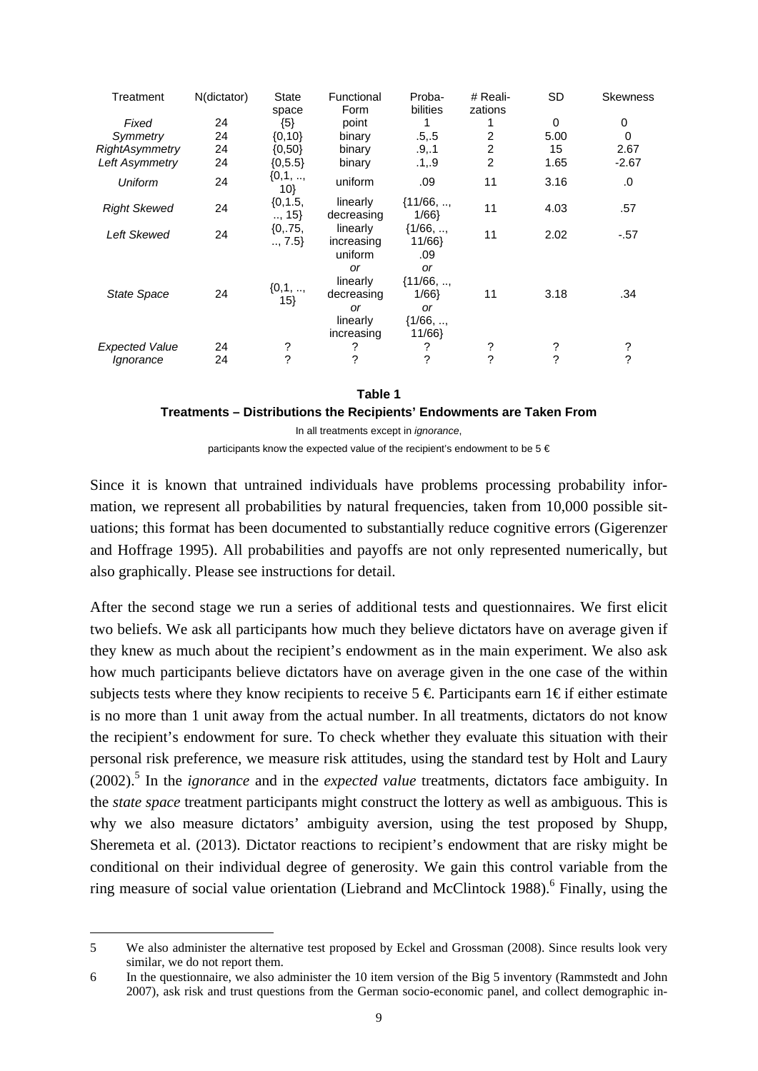| Treatment | N(dictator) | State space | Functional Form | Probabilities | # Realizations | SD | Skewness |
|---|---|---|---|---|---|---|---|
| *Fixed* | 24 | {5} | point | 1 | 1 | 0 | 0 |
| *Symmetry* | 24 | {0,10} | binary | .5,.5 | 2 | 5.00 | 0 |
| *RightAsymmetry* | 24 | {0,50} | binary | .9,.1 | 2 | 15 | 2.67 |
| *Left Asymmetry* | 24 | {0,5.5} | binary | .1,.9 | 2 | 1.65 | -2.67 |
| *Uniform* | 24 | {0,1, .., 10} | uniform | .09 | 11 | 3.16 | .0 |
| *Right Skewed* | 24 | {0,1.5, .., 15} | linearly decreasing | {11/66, .., 1/66} | 11 | 4.03 | .57 |
| *Left Skewed* | 24 | {0,.75, .., 7.5} | linearly increasing | {1/66, .., 11/66} | 11 | 2.02 | -.57 |
| *State Space* | 24 | {0,1, .., 15} | uniform *or* linearly decreasing *or* linearly increasing | .09 *or* {11/66, .., 1/66} *or* {1/66, .., 11/66} | 11 | 3.18 | .34 |
| *Expected Value* | 24 | ? | ? | ? | ? | ? | ? |
| *Ignorance* | 24 | ? | ? | ? | ? | ? | ? |

**Table 1**

**Treatments – Distributions the Recipients' Endowments are Taken From**

In all treatments except in *ignorance*,

participants know the expected value of the recipient's endowment to be 5 €

Since it is known that untrained individuals have problems processing probability information, we represent all probabilities by natural frequencies, taken from 10,000 possible situations; this format has been documented to substantially reduce cognitive errors (Gigerenzer and Hoffrage 1995). All probabilities and payoffs are not only represented numerically, but also graphically. Please see instructions for detail.

After the second stage we run a series of additional tests and questionnaires. We first elicit two beliefs. We ask all participants how much they believe dictators have on average given if they knew as much about the recipient's endowment as in the main experiment. We also ask how much participants believe dictators have on average given in the one case of the within subjects tests where they know recipients to receive 5 €. Participants earn 1€ if either estimate is no more than 1 unit away from the actual number. In all treatments, dictators do not know the recipient's endowment for sure. To check whether they evaluate this situation with their personal risk preference, we measure risk attitudes, using the standard test by Holt and Laury (2002).[5] In the *ignorance* and in the *expected value* treatments, dictators face ambiguity. In the *state space* treatment participants might construct the lottery as well as ambiguous. This is why we also measure dictators' ambiguity aversion, using the test proposed by Shupp, Sheremeta et al. (2013). Dictator reactions to recipient's endowment that are risky might be conditional on their individual degree of generosity. We gain this control variable from the ring measure of social value orientation (Liebrand and McClintock 1988).[6] Finally, using the

5 We also administer the alternative test proposed by Eckel and Grossman (2008). Since results look very similar, we do not report them.

6 In the questionnaire, we also administer the 10 item version of the Big 5 inventory (Rammstedt and John 2007), ask risk and trust questions from the German socio-economic panel, and collect demographic in-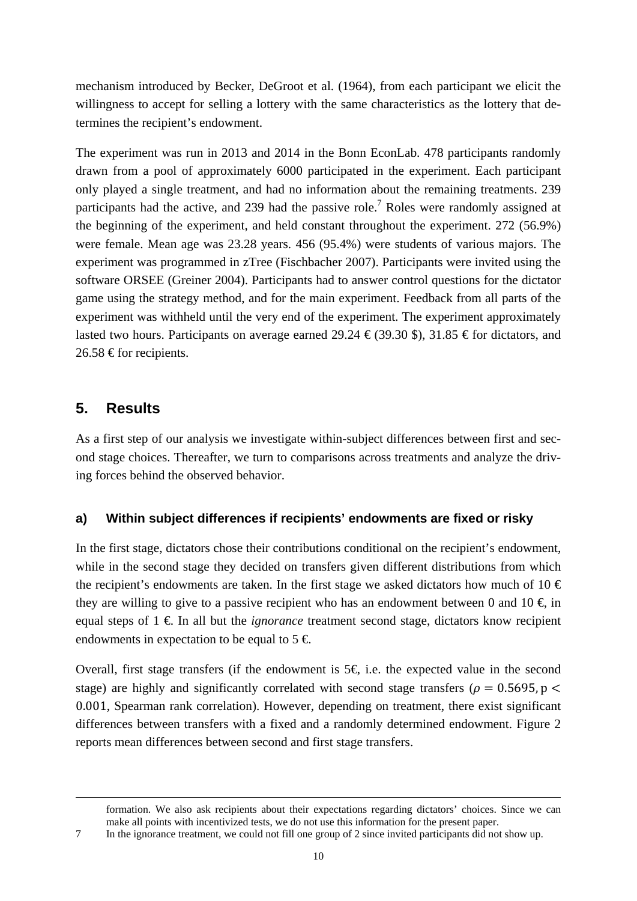mechanism introduced by Becker, DeGroot et al. (1964), from each participant we elicit the willingness to accept for selling a lottery with the same characteristics as the lottery that determines the recipient's endowment.

The experiment was run in 2013 and 2014 in the Bonn EconLab. 478 participants randomly drawn from a pool of approximately 6000 participated in the experiment. Each participant only played a single treatment, and had no information about the remaining treatments. 239 participants had the active, and 239 had the passive role.[7] Roles were randomly assigned at the beginning of the experiment, and held constant throughout the experiment. 272 (56.9%) were female. Mean age was 23.28 years. 456 (95.4%) were students of various majors. The experiment was programmed in zTree (Fischbacher 2007). Participants were invited using the software ORSEE (Greiner 2004). Participants had to answer control questions for the dictator game using the strategy method, and for the main experiment. Feedback from all parts of the experiment was withheld until the very end of the experiment. The experiment approximately lasted two hours. Participants on average earned 29.24 € (39.30 $), 31.85 € for dictators, and 26.58 € for recipients.

## 5. Results

As a first step of our analysis we investigate within-subject differences between first and second stage choices. Thereafter, we turn to comparisons across treatments and analyze the driving forces behind the observed behavior.

### a) Within subject differences if recipients' endowments are fixed or risky

In the first stage, dictators chose their contributions conditional on the recipient's endowment, while in the second stage they decided on transfers given different distributions from which the recipient's endowments are taken. In the first stage we asked dictators how much of 10 € they are willing to give to a passive recipient who has an endowment between 0 and 10 €, in equal steps of 1 €. In all but the *ignorance* treatment second stage, dictators know recipient endowments in expectation to be equal to 5 €.

Overall, first stage transfers (if the endowment is 5€, i.e. the expected value in the second stage) are highly and significantly correlated with second stage transfers ($\rho = 0.5695, p < 0.001$, Spearman rank correlation). However, depending on treatment, there exist significant differences between transfers with a fixed and a randomly determined endowment. Figure 2 reports mean differences between second and first stage transfers.

formation. We also ask recipients about their expectations regarding dictators' choices. Since we can make all points with incentivized tests, we do not use this information for the present paper.

7 In the ignorance treatment, we could not fill one group of 2 since invited participants did not show up.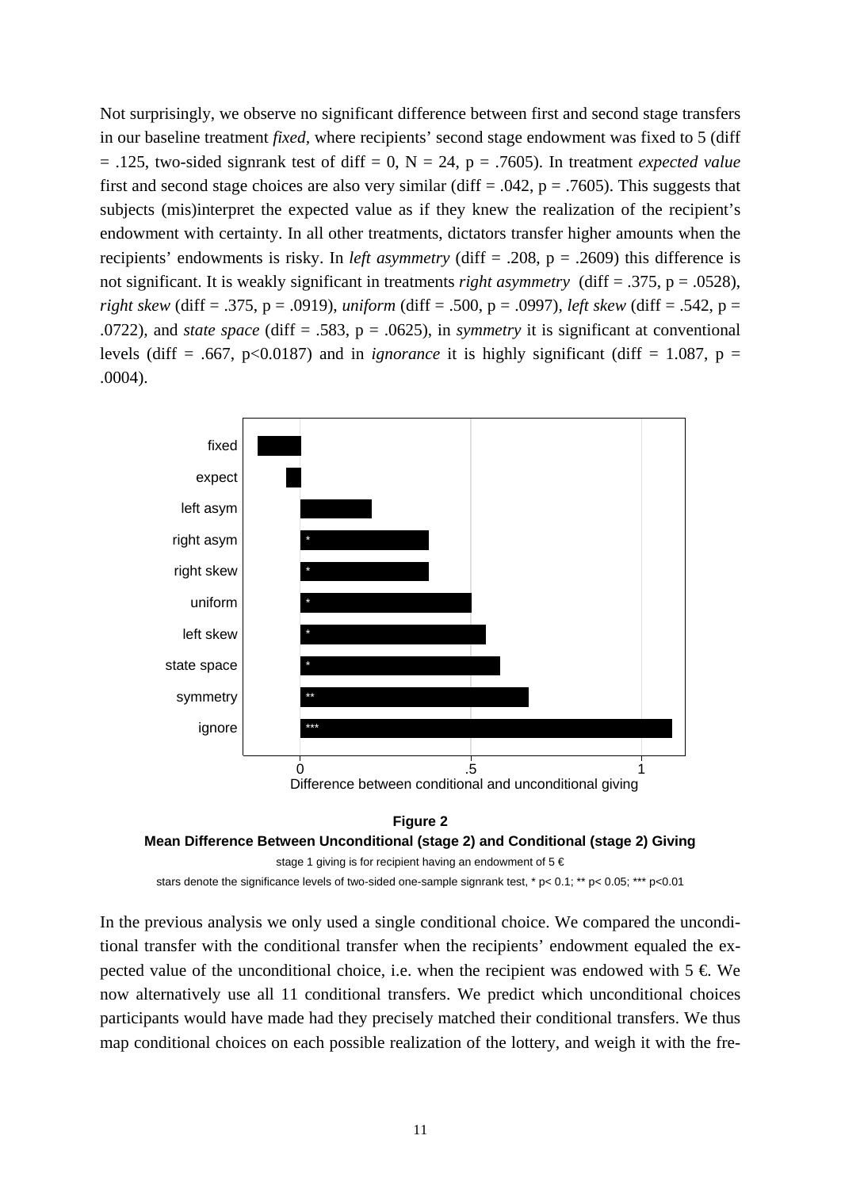Not surprisingly, we observe no significant difference between first and second stage transfers in our baseline treatment *fixed*, where recipients' second stage endowment was fixed to 5 (diff = .125, two-sided signrank test of diff = 0, N = 24, p = .7605). In treatment *expected value* first and second stage choices are also very similar (diff = .042, p = .7605). This suggests that subjects (mis)interpret the expected value as if they knew the realization of the recipient's endowment with certainty. In all other treatments, dictators transfer higher amounts when the recipients' endowments is risky. In *left asymmetry* (diff = .208, p = .2609) this difference is not significant. It is weakly significant in treatments *right asymmetry* (diff = .375, p = .0528), *right skew* (diff = .375, p = .0919), *uniform* (diff = .500, p = .0997), *left skew* (diff = .542, p = .0722), and *state space* (diff = .583, p = .0625), in *symmetry* it is significant at conventional levels (diff = .667, p<0.0187) and in *ignorance* it is highly significant (diff = 1.087, p = .0004).

**Figure 2**

**Mean Difference Between Unconditional (stage 2) and Conditional (stage 2) Giving**

stage 1 giving is for recipient having an endowment of 5 €

stars denote the significance levels of two-sided one-sample signrank test, * p< 0.1; ** p< 0.05; *** p<0.01

In the previous analysis we only used a single conditional choice. We compared the unconditional transfer with the conditional transfer when the recipients' endowment equaled the expected value of the unconditional choice, i.e. when the recipient was endowed with 5 €. We now alternatively use all 11 conditional transfers. We predict which unconditional choices participants would have made had they precisely matched their conditional transfers. We thus map conditional choices on each possible realization of the lottery, and weigh it with the fre-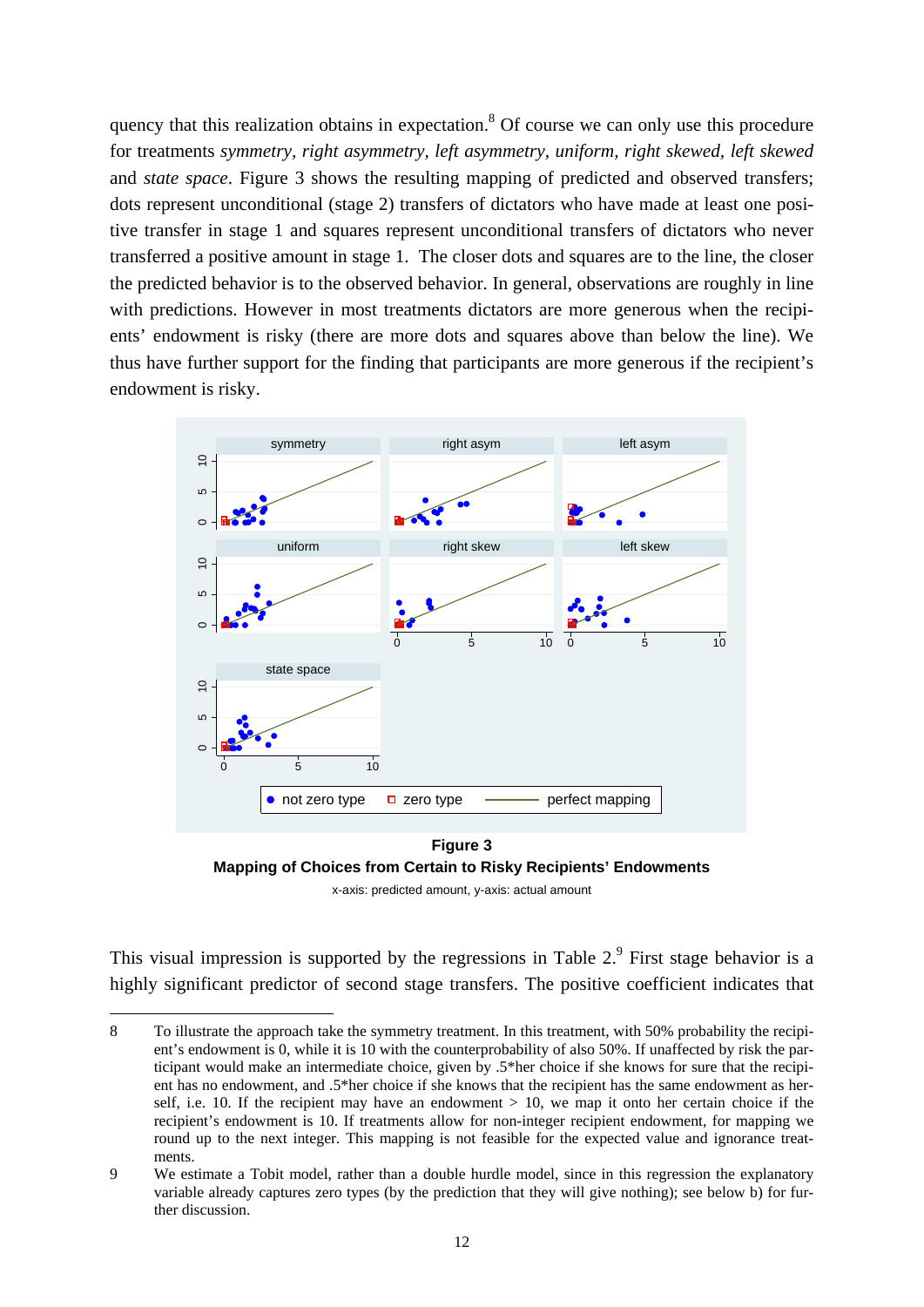quency that this realization obtains in expectation.[8] Of course we can only use this procedure for treatments *symmetry*, *right asymmetry*, *left asymmetry*, *uniform*, *right skewed*, *left skewed* and *state space*. Figure 3 shows the resulting mapping of predicted and observed transfers; dots represent unconditional (stage 2) transfers of dictators who have made at least one positive transfer in stage 1 and squares represent unconditional transfers of dictators who never transferred a positive amount in stage 1. The closer dots and squares are to the line, the closer the predicted behavior is to the observed behavior. In general, observations are roughly in line with predictions. However in most treatments dictators are more generous when the recipients' endowment is risky (there are more dots and squares above than below the line). We thus have further support for the finding that participants are more generous if the recipient's endowment is risky.

**Figure 3**

**Mapping of Choices from Certain to Risky Recipients' Endowments**

x-axis: predicted amount, y-axis: actual amount

This visual impression is supported by the regressions in Table 2.[9] First stage behavior is a highly significant predictor of second stage transfers. The positive coefficient indicates that

---

8 To illustrate the approach take the symmetry treatment. In this treatment, with 50% probability the recipient's endowment is 0, while it is 10 with the counterprobability of also 50%. If unaffected by risk the participant would make an intermediate choice, given by .5*her choice if she knows for sure that the recipient has no endowment, and .5*her choice if she knows that the recipient has the same endowment as herself, i.e. 10. If the recipient may have an endowment > 10, we map it onto her certain choice if the recipient's endowment is 10. If treatments allow for non-integer recipient endowment, for mapping we round up to the next integer. This mapping is not feasible for the expected value and ignorance treatments.

9 We estimate a Tobit model, rather than a double hurdle model, since in this regression the explanatory variable already captures zero types (by the prediction that they will give nothing); see below b) for further discussion.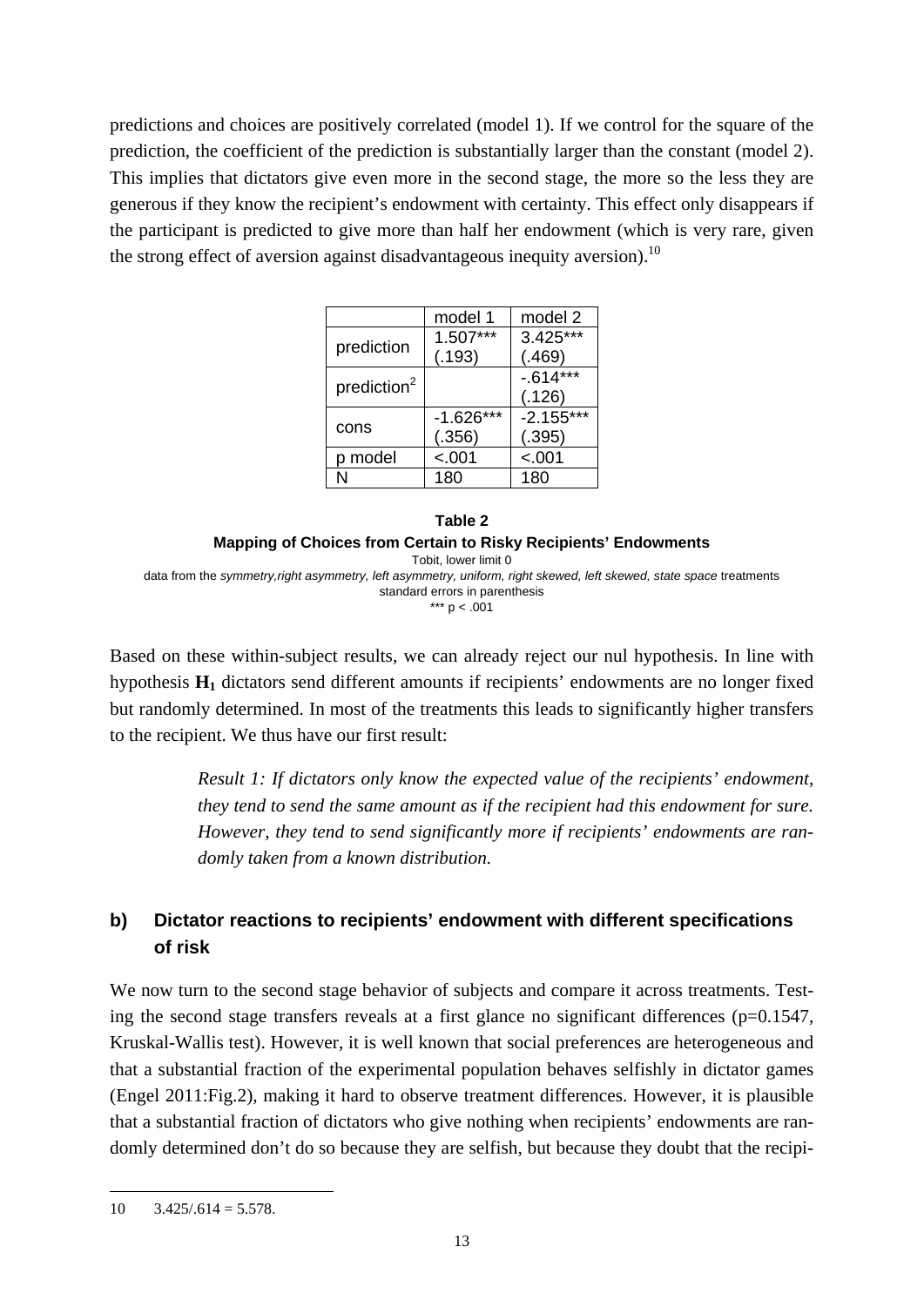predictions and choices are positively correlated (model 1). If we control for the square of the prediction, the coefficient of the prediction is substantially larger than the constant (model 2). This implies that dictators give even more in the second stage, the more so the less they are generous if they know the recipient's endowment with certainty. This effect only disappears if the participant is predicted to give more than half her endowment (which is very rare, given the strong effect of aversion against disadvantageous inequity aversion).[10]

| | model 1 | model 2 |
|---|---|---|
| prediction | 1.507***<br>(.193) | 3.425***<br>(.469) |
| prediction$^2$ | | -.614***<br>(.126) |
| cons | -1.626***<br>(.356) | -2.155***<br>(.395) |
| p model | <.001 | <.001 |
| N | 180 | 180 |

**Table 2**

**Mapping of Choices from Certain to Risky Recipients' Endowments**

Tobit, lower limit 0

data from the *symmetry,right asymmetry, left asymmetry, uniform, right skewed, left skewed, state space* treatments

standard errors in parenthesis

*** p < .001

Based on these within-subject results, we can already reject our nul hypothesis. In line with hypothesis $\mathbf{H_1}$ dictators send different amounts if recipients' endowments are no longer fixed but randomly determined. In most of the treatments this leads to significantly higher transfers to the recipient. We thus have our first result:

> *Result 1: If dictators only know the expected value of the recipients' endowment, they tend to send the same amount as if the recipient had this endowment for sure. However, they tend to send significantly more if recipients' endowments are randomly taken from a known distribution.*

## b) Dictator reactions to recipients' endowment with different specifications of risk

We now turn to the second stage behavior of subjects and compare it across treatments. Testing the second stage transfers reveals at a first glance no significant differences (p=0.1547, Kruskal-Wallis test). However, it is well known that social preferences are heterogeneous and that a substantial fraction of the experimental population behaves selfishly in dictator games (Engel 2011:Fig.2), making it hard to observe treatment differences. However, it is plausible that a substantial fraction of dictators who give nothing when recipients' endowments are randomly determined don't do so because they are selfish, but because they doubt that the recipi-

---

10 3.425/.614 = 5.578.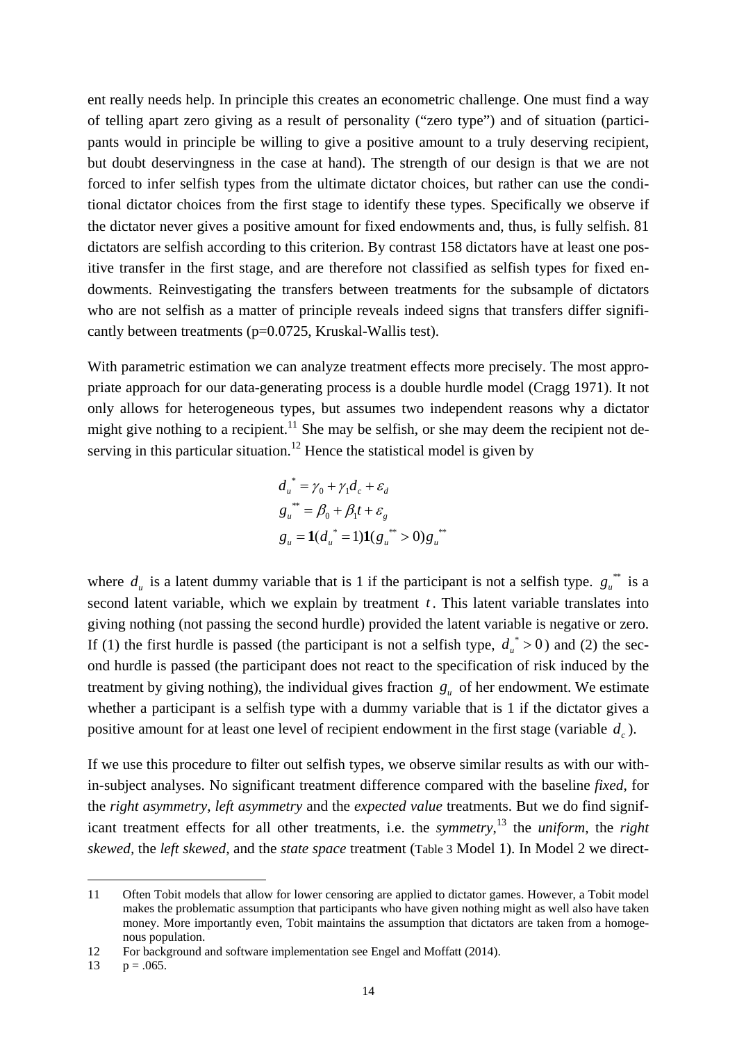ent really needs help. In principle this creates an econometric challenge. One must find a way of telling apart zero giving as a result of personality ("zero type") and of situation (participants would in principle be willing to give a positive amount to a truly deserving recipient, but doubt deservingness in the case at hand). The strength of our design is that we are not forced to infer selfish types from the ultimate dictator choices, but rather can use the conditional dictator choices from the first stage to identify these types. Specifically we observe if the dictator never gives a positive amount for fixed endowments and, thus, is fully selfish. 81 dictators are selfish according to this criterion. By contrast 158 dictators have at least one positive transfer in the first stage, and are therefore not classified as selfish types for fixed endowments. Reinvestigating the transfers between treatments for the subsample of dictators who are not selfish as a matter of principle reveals indeed signs that transfers differ significantly between treatments (p=0.0725, Kruskal-Wallis test).

With parametric estimation we can analyze treatment effects more precisely. The most appropriate approach for our data-generating process is a double hurdle model (Cragg 1971). It not only allows for heterogeneous types, but assumes two independent reasons why a dictator might give nothing to a recipient.[11] She may be selfish, or she may deem the recipient not deserving in this particular situation.[12] Hence the statistical model is given by

$$d_u^* = \gamma_0 + \gamma_1 d_c + \varepsilon_d$$
$$g_u^{**} = \beta_0 + \beta_1 t + \varepsilon_g$$
$$g_u = \mathbf{1}(d_u^* = 1)\mathbf{1}(g_u^{**} > 0) g_u^{**}$$

where $d_u$ is a latent dummy variable that is 1 if the participant is not a selfish type. $g_u^{**}$ is a second latent variable, which we explain by treatment $t$. This latent variable translates into giving nothing (not passing the second hurdle) provided the latent variable is negative or zero. If (1) the first hurdle is passed (the participant is not a selfish type, $d_u^* > 0$) and (2) the second hurdle is passed (the participant does not react to the specification of risk induced by the treatment by giving nothing), the individual gives fraction $g_u$ of her endowment. We estimate whether a participant is a selfish type with a dummy variable that is 1 if the dictator gives a positive amount for at least one level of recipient endowment in the first stage (variable $d_c$).

If we use this procedure to filter out selfish types, we observe similar results as with our within-subject analyses. No significant treatment difference compared with the baseline *fixed*, for the *right asymmetry*, *left asymmetry* and the *expected value* treatments. But we do find significant treatment effects for all other treatments, i.e. the *symmetry*,[13] the *uniform*, the *right skewed*, the *left skewed*, and the *state space* treatment (Table 3 Model 1). In Model 2 we direct-

---

11 Often Tobit models that allow for lower censoring are applied to dictator games. However, a Tobit model makes the problematic assumption that participants who have given nothing might as well also have taken money. More importantly even, Tobit maintains the assumption that dictators are taken from a homogenous population.

12 For background and software implementation see Engel and Moffatt (2014).

13 p = .065.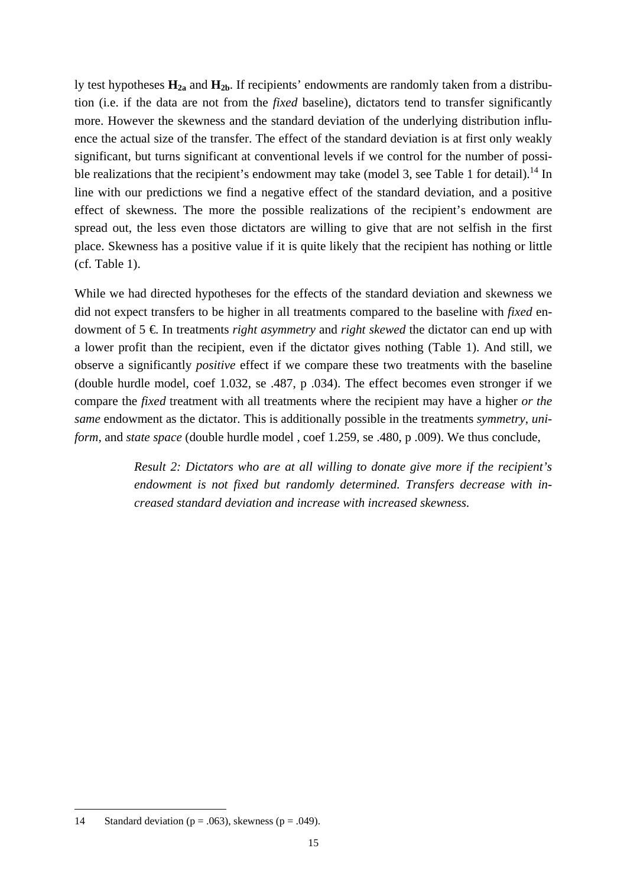ly test hypotheses $\mathbf{H_{2a}}$ and $\mathbf{H_{2b}}$. If recipients' endowments are randomly taken from a distribution (i.e. if the data are not from the *fixed* baseline), dictators tend to transfer significantly more. However the skewness and the standard deviation of the underlying distribution influence the actual size of the transfer. The effect of the standard deviation is at first only weakly significant, but turns significant at conventional levels if we control for the number of possible realizations that the recipient's endowment may take (model 3, see Table 1 for detail).[14] In line with our predictions we find a negative effect of the standard deviation, and a positive effect of skewness. The more the possible realizations of the recipient's endowment are spread out, the less even those dictators are willing to give that are not selfish in the first place. Skewness has a positive value if it is quite likely that the recipient has nothing or little (cf. Table 1).

While we had directed hypotheses for the effects of the standard deviation and skewness we did not expect transfers to be higher in all treatments compared to the baseline with *fixed* endowment of 5 €. In treatments *right asymmetry* and *right skewed* the dictator can end up with a lower profit than the recipient, even if the dictator gives nothing (Table 1). And still, we observe a significantly *positive* effect if we compare these two treatments with the baseline (double hurdle model, coef 1.032, se .487, p .034). The effect becomes even stronger if we compare the *fixed* treatment with all treatments where the recipient may have a higher *or the same* endowment as the dictator. This is additionally possible in the treatments *symmetry*, *uniform*, and *state space* (double hurdle model , coef 1.259, se .480, p .009). We thus conclude,

> *Result 2: Dictators who are at all willing to donate give more if the recipient's endowment is not fixed but randomly determined. Transfers decrease with increased standard deviation and increase with increased skewness.*

---

14 Standard deviation ($p = .063$), skewness ($p = .049$).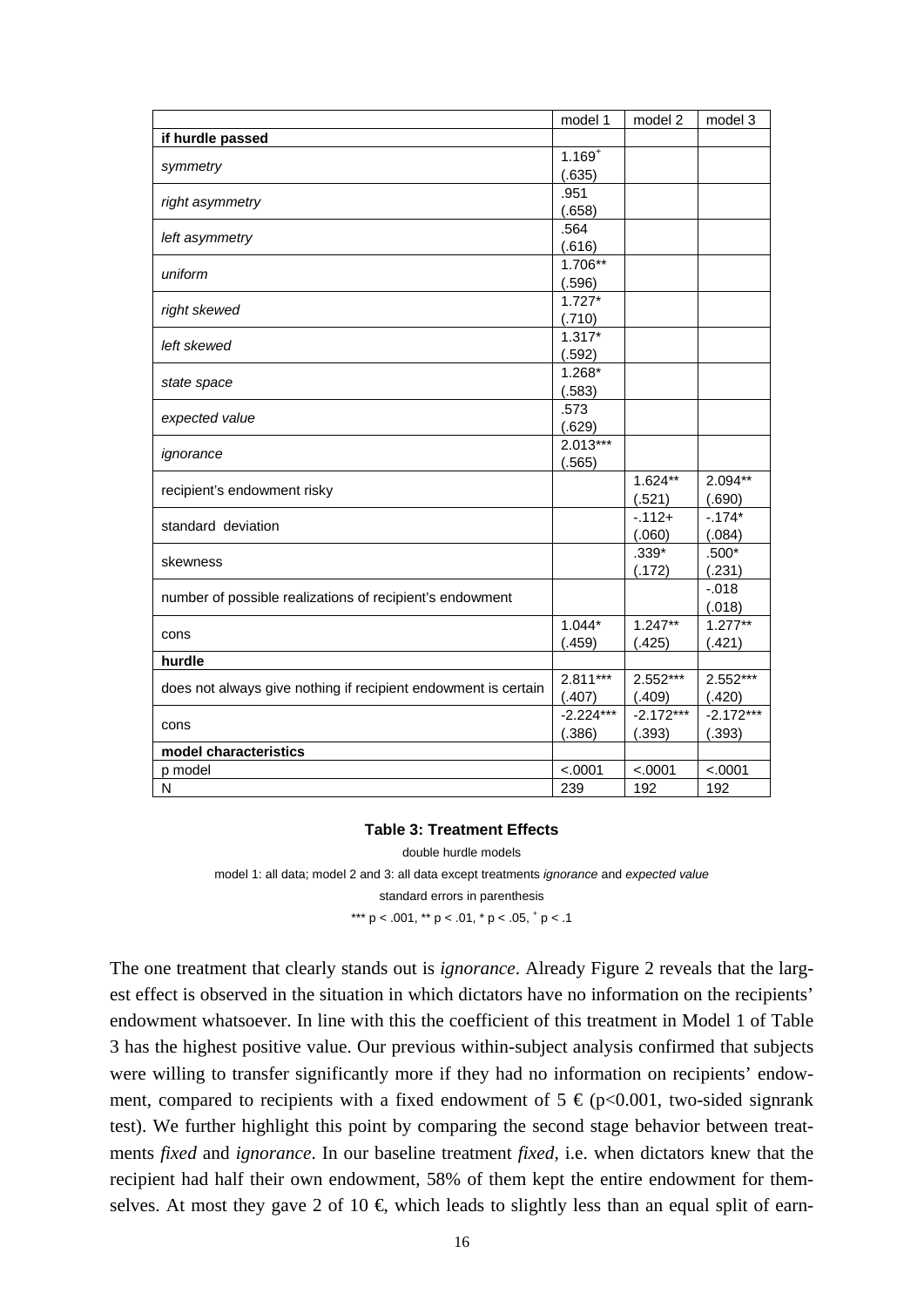| | model 1 | model 2 | model 3 |
|---|---|---|---|
| **if hurdle passed** | | | |
| *symmetry* | 1.169$^{+}$ (.635) | | |
| *right asymmetry* | .951 (.658) | | |
| *left asymmetry* | .564 (.616) | | |
| *uniform* | 1.706** (.596) | | |
| *right skewed* | 1.727* (.710) | | |
| *left skewed* | 1.317* (.592) | | |
| *state space* | 1.268* (.583) | | |
| *expected value* | .573 (.629) | | |
| *ignorance* | 2.013*** (.565) | | |
| recipient's endowment risky | | 1.624** (.521) | 2.094** (.690) |
| standard deviation | | -.112+ (.060) | -.174* (.084) |
| skewness | | .339* (.172) | .500* (.231) |
| number of possible realizations of recipient's endowment | | | -.018 (.018) |
| cons | 1.044* (.459) | 1.247** (.425) | 1.277** (.421) |
| **hurdle** | | | |
| does not always give nothing if recipient endowment is certain | 2.811*** (.407) | 2.552*** (.409) | 2.552*** (.420) |
| cons | -2.224*** (.386) | -2.172*** (.393) | -2.172*** (.393) |
| **model characteristics** | | | |
| p model | <.0001 | <.0001 | <.0001 |
| N | 239 | 192 | 192 |

**Table 3: Treatment Effects**

double hurdle models

model 1: all data; model 2 and 3: all data except treatments *ignorance* and *expected value*

standard errors in parenthesis

*** p < .001, ** p < .01, * p < .05, $^{+}$ p < .1

The one treatment that clearly stands out is *ignorance*. Already Figure 2 reveals that the largest effect is observed in the situation in which dictators have no information on the recipients' endowment whatsoever. In line with this the coefficient of this treatment in Model 1 of Table 3 has the highest positive value. Our previous within-subject analysis confirmed that subjects were willing to transfer significantly more if they had no information on recipients' endowment, compared to recipients with a fixed endowment of 5 € (p<0.001, two-sided signrank test). We further highlight this point by comparing the second stage behavior between treatments *fixed* and *ignorance*. In our baseline treatment *fixed*, i.e. when dictators knew that the recipient had half their own endowment, 58% of them kept the entire endowment for themselves. At most they gave 2 of 10 €, which leads to slightly less than an equal split of earn-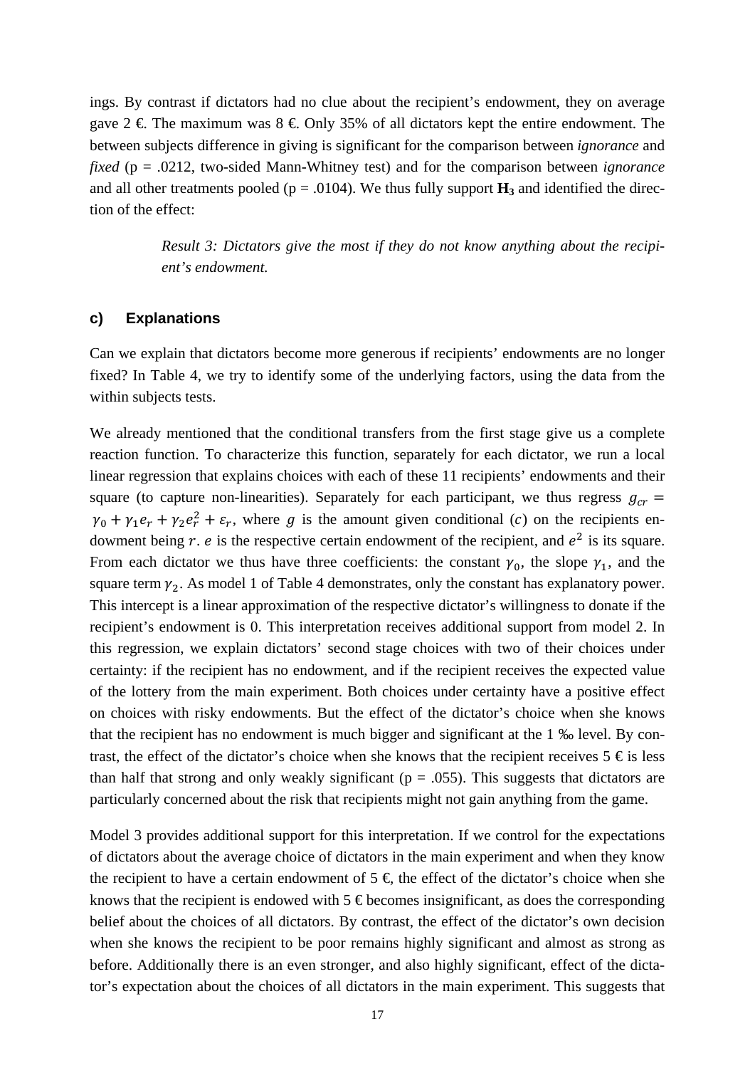ings. By contrast if dictators had no clue about the recipient's endowment, they on average gave 2 €. The maximum was 8 €. Only 35% of all dictators kept the entire endowment. The between subjects difference in giving is significant for the comparison between *ignorance* and *fixed* (p = .0212, two-sided Mann-Whitney test) and for the comparison between *ignorance* and all other treatments pooled (p = .0104). We thus fully support $\mathbf{H_3}$ and identified the direction of the effect:

> *Result 3: Dictators give the most if they do not know anything about the recipient's endowment.*

### c) Explanations

Can we explain that dictators become more generous if recipients' endowments are no longer fixed? In Table 4, we try to identify some of the underlying factors, using the data from the within subjects tests.

We already mentioned that the conditional transfers from the first stage give us a complete reaction function. To characterize this function, separately for each dictator, we run a local linear regression that explains choices with each of these 11 recipients' endowments and their square (to capture non-linearities). Separately for each participant, we thus regress $g_{cr} = \gamma_0 + \gamma_1 e_r + \gamma_2 e_r^2 + \varepsilon_r$, where $g$ is the amount given conditional ($c$) on the recipients endowment being $r$. $e$ is the respective certain endowment of the recipient, and $e^2$ is its square. From each dictator we thus have three coefficients: the constant $\gamma_0$, the slope $\gamma_1$, and the square term $\gamma_2$. As model 1 of Table 4 demonstrates, only the constant has explanatory power. This intercept is a linear approximation of the respective dictator's willingness to donate if the recipient's endowment is 0. This interpretation receives additional support from model 2. In this regression, we explain dictators' second stage choices with two of their choices under certainty: if the recipient has no endowment, and if the recipient receives the expected value of the lottery from the main experiment. Both choices under certainty have a positive effect on choices with risky endowments. But the effect of the dictator's choice when she knows that the recipient has no endowment is much bigger and significant at the 1 ‰ level. By contrast, the effect of the dictator's choice when she knows that the recipient receives 5 € is less than half that strong and only weakly significant (p = .055). This suggests that dictators are particularly concerned about the risk that recipients might not gain anything from the game.

Model 3 provides additional support for this interpretation. If we control for the expectations of dictators about the average choice of dictators in the main experiment and when they know the recipient to have a certain endowment of 5 €, the effect of the dictator's choice when she knows that the recipient is endowed with 5 € becomes insignificant, as does the corresponding belief about the choices of all dictators. By contrast, the effect of the dictator's own decision when she knows the recipient to be poor remains highly significant and almost as strong as before. Additionally there is an even stronger, and also highly significant, effect of the dictator's expectation about the choices of all dictators in the main experiment. This suggests that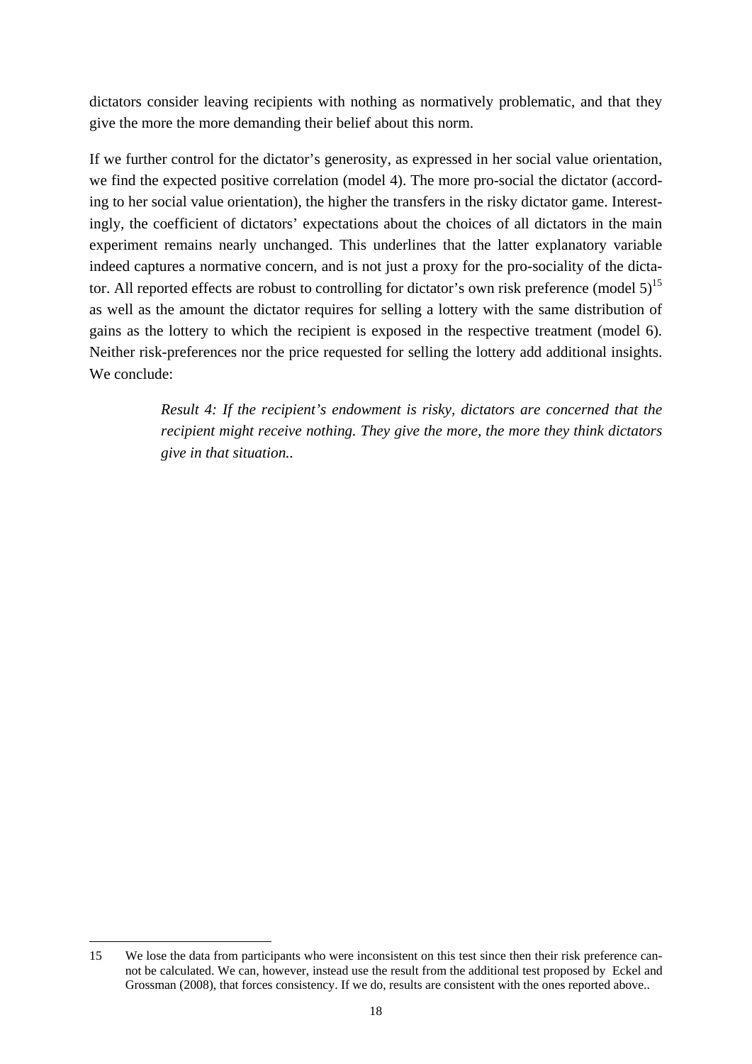dictators consider leaving recipients with nothing as normatively problematic, and that they give the more the more demanding their belief about this norm.

If we further control for the dictator's generosity, as expressed in her social value orientation, we find the expected positive correlation (model 4). The more pro-social the dictator (according to her social value orientation), the higher the transfers in the risky dictator game. Interestingly, the coefficient of dictators' expectations about the choices of all dictators in the main experiment remains nearly unchanged. This underlines that the latter explanatory variable indeed captures a normative concern, and is not just a proxy for the pro-sociality of the dictator. All reported effects are robust to controlling for dictator's own risk preference (model 5)[15] as well as the amount the dictator requires for selling a lottery with the same distribution of gains as the lottery to which the recipient is exposed in the respective treatment (model 6). Neither risk-preferences nor the price requested for selling the lottery add additional insights. We conclude:

> *Result 4: If the recipient's endowment is risky, dictators are concerned that the recipient might receive nothing. They give the more, the more they think dictators give in that situation..*

---

15 We lose the data from participants who were inconsistent on this test since then their risk preference cannot be calculated. We can, however, instead use the result from the additional test proposed by Eckel and Grossman (2008), that forces consistency. If we do, results are consistent with the ones reported above..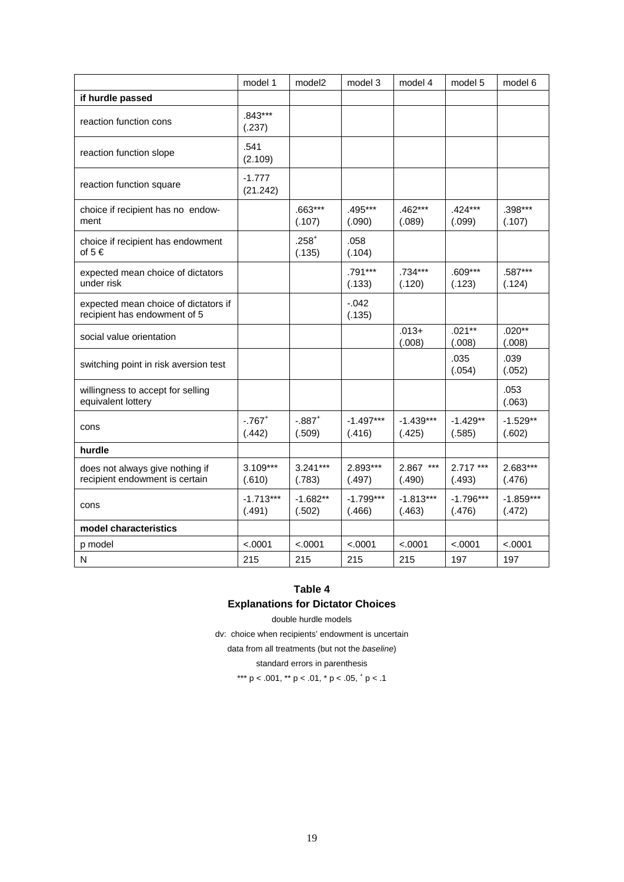| | model 1 | model2 | model 3 | model 4 | model 5 | model 6 |
|---|---|---|---|---|---|---|
| **if hurdle passed** | | | | | | |
| reaction function cons | .843*** (.237) | | | | | |
| reaction function slope | .541 (2.109) | | | | | |
| reaction function square | -1.777 (21.242) | | | | | |
| choice if recipient has no endowment | | .663*** (.107) | .495*** (.090) | .462*** (.089) | .424*** (.099) | .398*** (.107) |
| choice if recipient has endowment of 5 € | | .258+ (.135) | .058 (.104) | | | |
| expected mean choice of dictators under risk | | | .791*** (.133) | .734*** (.120) | .609*** (.123) | .587*** (.124) |
| expected mean choice of dictators if recipient has endowment of 5 | | | -.042 (.135) | | | |
| social value orientation | | | | .013+ (.008) | .021** (.008) | .020** (.008) |
| switching point in risk aversion test | | | | | .035 (.054) | .039 (.052) |
| willingness to accept for selling equivalent lottery | | | | | | .053 (.063) |
| cons | -.767+ (.442) | -.887+ (.509) | -1.497*** (.416) | -1.439*** (.425) | -1.429** (.585) | -1.529** (.602) |
| **hurdle** | | | | | | |
| does not always give nothing if recipient endowment is certain | 3.109*** (.610) | 3.241*** (.783) | 2.893*** (.497) | 2.867 *** (.490) | 2.717 *** (.493) | 2.683*** (.476) |
| cons | -1.713*** (.491) | -1.682** (.502) | -1.799*** (.466) | -1.813*** (.463) | -1.796*** (.476) | -1.859*** (.472) |
| **model characteristics** | | | | | | |
| p model | <.0001 | <.0001 | <.0001 | <.0001 | <.0001 | <.0001 |
| N | 215 | 215 | 215 | 215 | 197 | 197 |

**Table 4**

**Explanations for Dictator Choices**

double hurdle models

dv: choice when recipients' endowment is uncertain

data from all treatments (but not the *baseline*)

standard errors in parenthesis

*** $p < .001$, ** $p < .01$, * $p < .05$, + $p < .1$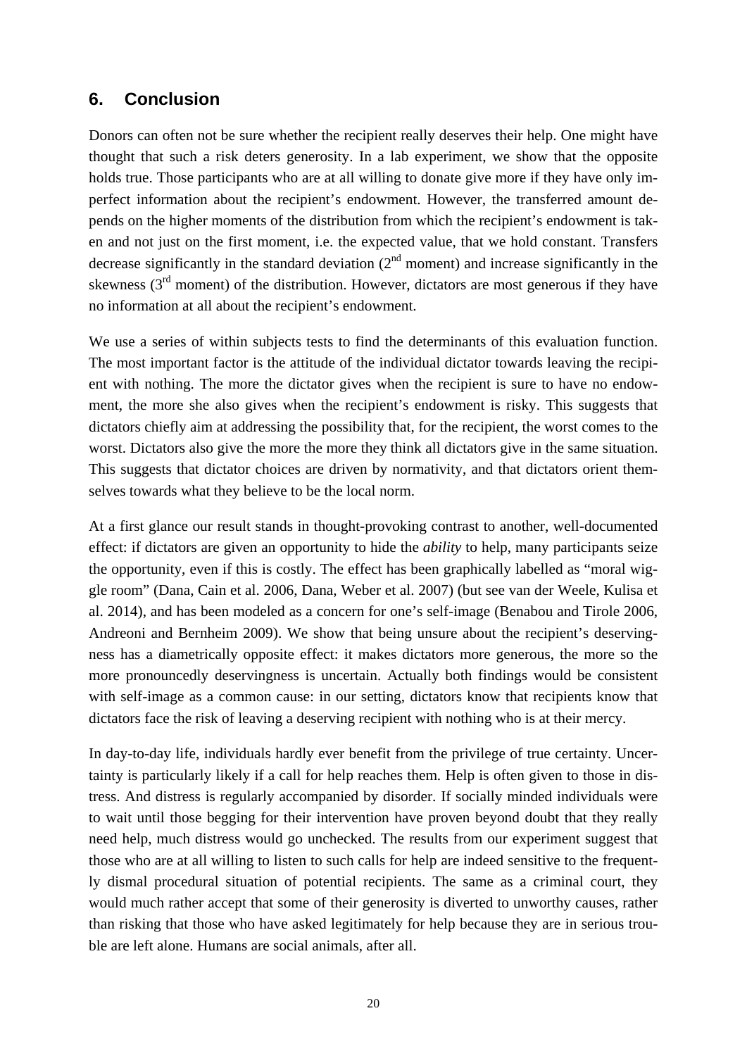## 6. Conclusion

Donors can often not be sure whether the recipient really deserves their help. One might have thought that such a risk deters generosity. In a lab experiment, we show that the opposite holds true. Those participants who are at all willing to donate give more if they have only imperfect information about the recipient's endowment. However, the transferred amount depends on the higher moments of the distribution from which the recipient's endowment is taken and not just on the first moment, i.e. the expected value, that we hold constant. Transfers decrease significantly in the standard deviation ($2^{nd}$ moment) and increase significantly in the skewness ($3^{rd}$ moment) of the distribution. However, dictators are most generous if they have no information at all about the recipient's endowment.

We use a series of within subjects tests to find the determinants of this evaluation function. The most important factor is the attitude of the individual dictator towards leaving the recipient with nothing. The more the dictator gives when the recipient is sure to have no endowment, the more she also gives when the recipient's endowment is risky. This suggests that dictators chiefly aim at addressing the possibility that, for the recipient, the worst comes to the worst. Dictators also give the more the more they think all dictators give in the same situation. This suggests that dictator choices are driven by normativity, and that dictators orient themselves towards what they believe to be the local norm.

At a first glance our result stands in thought-provoking contrast to another, well-documented effect: if dictators are given an opportunity to hide the *ability* to help, many participants seize the opportunity, even if this is costly. The effect has been graphically labelled as "moral wiggle room" (Dana, Cain et al. 2006, Dana, Weber et al. 2007) (but see van der Weele, Kulisa et al. 2014), and has been modeled as a concern for one's self-image (Benabou and Tirole 2006, Andreoni and Bernheim 2009). We show that being unsure about the recipient's deservingness has a diametrically opposite effect: it makes dictators more generous, the more so the more pronouncedly deservingness is uncertain. Actually both findings would be consistent with self-image as a common cause: in our setting, dictators know that recipients know that dictators face the risk of leaving a deserving recipient with nothing who is at their mercy.

In day-to-day life, individuals hardly ever benefit from the privilege of true certainty. Uncertainty is particularly likely if a call for help reaches them. Help is often given to those in distress. And distress is regularly accompanied by disorder. If socially minded individuals were to wait until those begging for their intervention have proven beyond doubt that they really need help, much distress would go unchecked. The results from our experiment suggest that those who are at all willing to listen to such calls for help are indeed sensitive to the frequently dismal procedural situation of potential recipients. The same as a criminal court, they would much rather accept that some of their generosity is diverted to unworthy causes, rather than risking that those who have asked legitimately for help because they are in serious trouble are left alone. Humans are social animals, after all.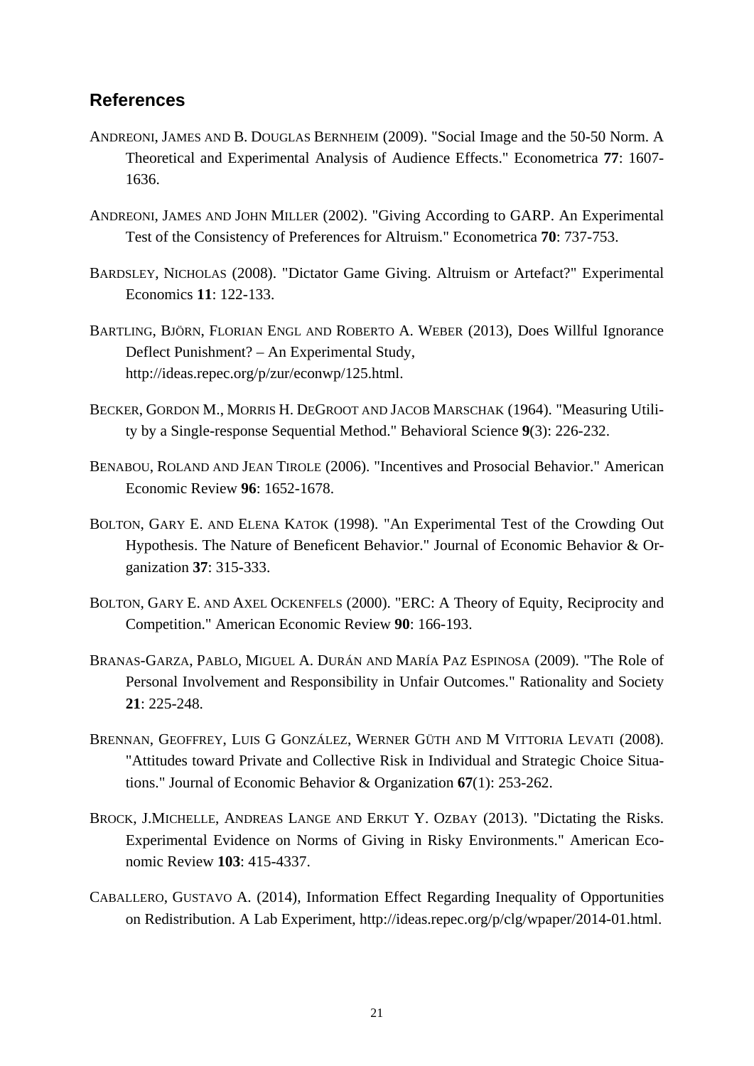## References

ANDREONI, JAMES AND B. DOUGLAS BERNHEIM (2009). "Social Image and the 50-50 Norm. A Theoretical and Experimental Analysis of Audience Effects." Econometrica **77**: 1607-1636.

ANDREONI, JAMES AND JOHN MILLER (2002). "Giving According to GARP. An Experimental Test of the Consistency of Preferences for Altruism." Econometrica **70**: 737-753.

BARDSLEY, NICHOLAS (2008). "Dictator Game Giving. Altruism or Artefact?" Experimental Economics **11**: 122-133.

BARTLING, BJÖRN, FLORIAN ENGL AND ROBERTO A. WEBER (2013), Does Willful Ignorance Deflect Punishment? – An Experimental Study, http://ideas.repec.org/p/zur/econwp/125.html.

BECKER, GORDON M., MORRIS H. DEGROOT AND JACOB MARSCHAK (1964). "Measuring Utility by a Single-response Sequential Method." Behavioral Science **9**(3): 226-232.

BENABOU, ROLAND AND JEAN TIROLE (2006). "Incentives and Prosocial Behavior." American Economic Review **96**: 1652-1678.

BOLTON, GARY E. AND ELENA KATOK (1998). "An Experimental Test of the Crowding Out Hypothesis. The Nature of Beneficent Behavior." Journal of Economic Behavior & Organization **37**: 315-333.

BOLTON, GARY E. AND AXEL OCKENFELS (2000). "ERC: A Theory of Equity, Reciprocity and Competition." American Economic Review **90**: 166-193.

BRANAS-GARZA, PABLO, MIGUEL A. DURÁN AND MARÍA PAZ ESPINOSA (2009). "The Role of Personal Involvement and Responsibility in Unfair Outcomes." Rationality and Society **21**: 225-248.

BRENNAN, GEOFFREY, LUIS G GONZÁLEZ, WERNER GÜTH AND M VITTORIA LEVATI (2008). "Attitudes toward Private and Collective Risk in Individual and Strategic Choice Situations." Journal of Economic Behavior & Organization **67**(1): 253-262.

BROCK, J.MICHELLE, ANDREAS LANGE AND ERKUT Y. OZBAY (2013). "Dictating the Risks. Experimental Evidence on Norms of Giving in Risky Environments." American Economic Review **103**: 415-4337.

CABALLERO, GUSTAVO A. (2014), Information Effect Regarding Inequality of Opportunities on Redistribution. A Lab Experiment, http://ideas.repec.org/p/clg/wpaper/2014-01.html.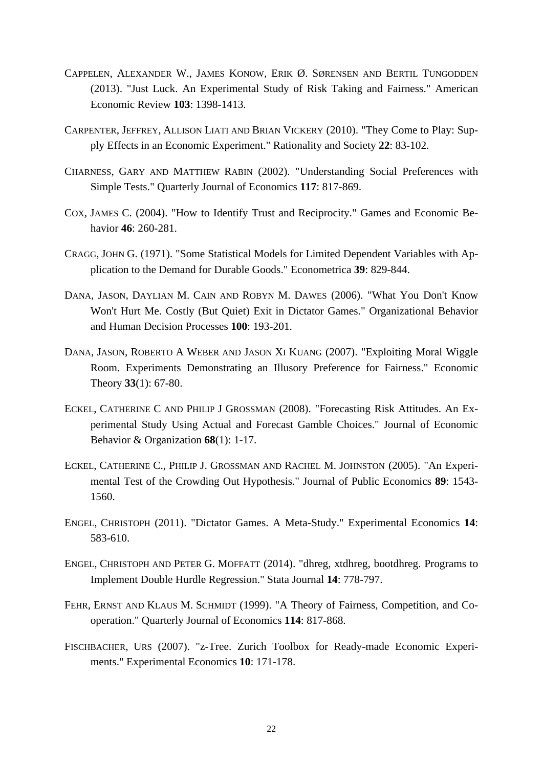Cappelen, Alexander W., James Konow, Erik Ø. Sørensen and Bertil Tungodden (2013). "Just Luck. An Experimental Study of Risk Taking and Fairness." American Economic Review **103**: 1398-1413.

Carpenter, Jeffrey, Allison Liati and Brian Vickery (2010). "They Come to Play: Supply Effects in an Economic Experiment." Rationality and Society **22**: 83-102.

Charness, Gary and Matthew Rabin (2002). "Understanding Social Preferences with Simple Tests." Quarterly Journal of Economics **117**: 817-869.

Cox, James C. (2004). "How to Identify Trust and Reciprocity." Games and Economic Behavior **46**: 260-281.

Cragg, John G. (1971). "Some Statistical Models for Limited Dependent Variables with Application to the Demand for Durable Goods." Econometrica **39**: 829-844.

Dana, Jason, Daylian M. Cain and Robyn M. Dawes (2006). "What You Don't Know Won't Hurt Me. Costly (But Quiet) Exit in Dictator Games." Organizational Behavior and Human Decision Processes **100**: 193-201.

Dana, Jason, Roberto A Weber and Jason Xi Kuang (2007). "Exploiting Moral Wiggle Room. Experiments Demonstrating an Illusory Preference for Fairness." Economic Theory **33**(1): 67-80.

Eckel, Catherine C and Philip J Grossman (2008). "Forecasting Risk Attitudes. An Experimental Study Using Actual and Forecast Gamble Choices." Journal of Economic Behavior & Organization **68**(1): 1-17.

Eckel, Catherine C., Philip J. Grossman and Rachel M. Johnston (2005). "An Experimental Test of the Crowding Out Hypothesis." Journal of Public Economics **89**: 1543-1560.

Engel, Christoph (2011). "Dictator Games. A Meta-Study." Experimental Economics **14**: 583-610.

Engel, Christoph and Peter G. Moffatt (2014). "dhreg, xtdhreg, bootdhreg. Programs to Implement Double Hurdle Regression." Stata Journal **14**: 778-797.

Fehr, Ernst and Klaus M. Schmidt (1999). "A Theory of Fairness, Competition, and Cooperation." Quarterly Journal of Economics **114**: 817-868.

Fischbacher, Urs (2007). "z-Tree. Zurich Toolbox for Ready-made Economic Experiments." Experimental Economics **10**: 171-178.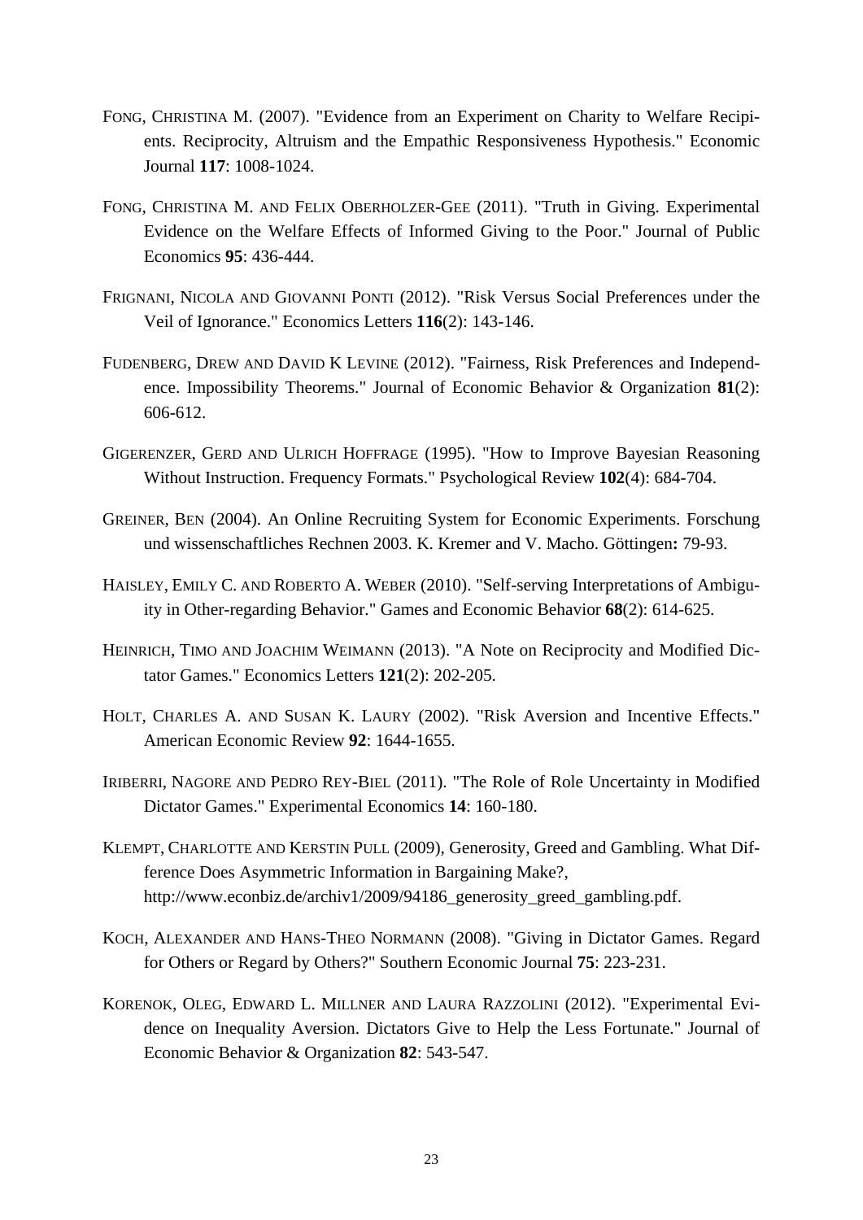FONG, CHRISTINA M. (2007). "Evidence from an Experiment on Charity to Welfare Recipients. Reciprocity, Altruism and the Empathic Responsiveness Hypothesis." Economic Journal **117**: 1008-1024.

FONG, CHRISTINA M. AND FELIX OBERHOLZER-GEE (2011). "Truth in Giving. Experimental Evidence on the Welfare Effects of Informed Giving to the Poor." Journal of Public Economics **95**: 436-444.

FRIGNANI, NICOLA AND GIOVANNI PONTI (2012). "Risk Versus Social Preferences under the Veil of Ignorance." Economics Letters **116**(2): 143-146.

FUDENBERG, DREW AND DAVID K LEVINE (2012). "Fairness, Risk Preferences and Independence. Impossibility Theorems." Journal of Economic Behavior & Organization **81**(2): 606-612.

GIGERENZER, GERD AND ULRICH HOFFRAGE (1995). "How to Improve Bayesian Reasoning Without Instruction. Frequency Formats." Psychological Review **102**(4): 684-704.

GREINER, BEN (2004). An Online Recruiting System for Economic Experiments. Forschung und wissenschaftliches Rechnen 2003. K. Kremer and V. Macho. Göttingen**:** 79-93.

HAISLEY, EMILY C. AND ROBERTO A. WEBER (2010). "Self-serving Interpretations of Ambiguity in Other-regarding Behavior." Games and Economic Behavior **68**(2): 614-625.

HEINRICH, TIMO AND JOACHIM WEIMANN (2013). "A Note on Reciprocity and Modified Dictator Games." Economics Letters **121**(2): 202-205.

HOLT, CHARLES A. AND SUSAN K. LAURY (2002). "Risk Aversion and Incentive Effects." American Economic Review **92**: 1644-1655.

IRIBERRI, NAGORE AND PEDRO REY-BIEL (2011). "The Role of Role Uncertainty in Modified Dictator Games." Experimental Economics **14**: 160-180.

KLEMPT, CHARLOTTE AND KERSTIN PULL (2009), Generosity, Greed and Gambling. What Difference Does Asymmetric Information in Bargaining Make?, http://www.econbiz.de/archiv1/2009/94186_generosity_greed_gambling.pdf.

KOCH, ALEXANDER AND HANS-THEO NORMANN (2008). "Giving in Dictator Games. Regard for Others or Regard by Others?" Southern Economic Journal **75**: 223-231.

KORENOK, OLEG, EDWARD L. MILLNER AND LAURA RAZZOLINI (2012). "Experimental Evidence on Inequality Aversion. Dictators Give to Help the Less Fortunate." Journal of Economic Behavior & Organization **82**: 543-547.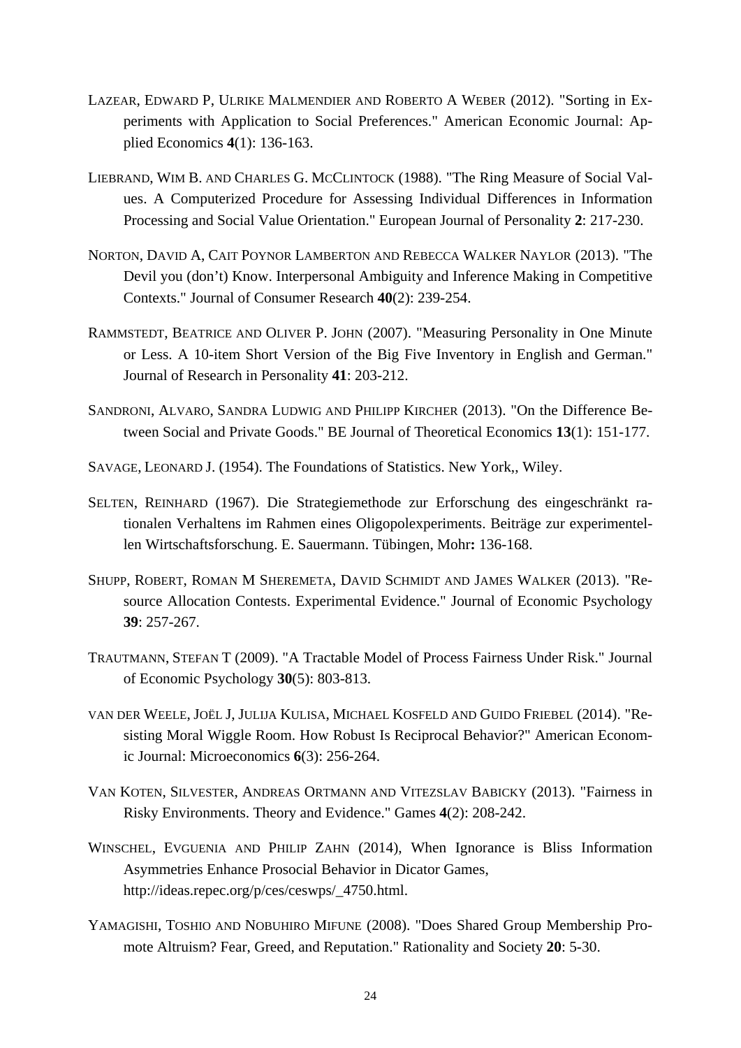LAZEAR, EDWARD P, ULRIKE MALMENDIER AND ROBERTO A WEBER (2012). "Sorting in Experiments with Application to Social Preferences." American Economic Journal: Applied Economics **4**(1): 136-163.

LIEBRAND, WIM B. AND CHARLES G. MCCLINTOCK (1988). "The Ring Measure of Social Values. A Computerized Procedure for Assessing Individual Differences in Information Processing and Social Value Orientation." European Journal of Personality **2**: 217-230.

NORTON, DAVID A, CAIT POYNOR LAMBERTON AND REBECCA WALKER NAYLOR (2013). "The Devil you (don't) Know. Interpersonal Ambiguity and Inference Making in Competitive Contexts." Journal of Consumer Research **40**(2): 239-254.

RAMMSTEDT, BEATRICE AND OLIVER P. JOHN (2007). "Measuring Personality in One Minute or Less. A 10-item Short Version of the Big Five Inventory in English and German." Journal of Research in Personality **41**: 203-212.

SANDRONI, ALVARO, SANDRA LUDWIG AND PHILIPP KIRCHER (2013). "On the Difference Between Social and Private Goods." BE Journal of Theoretical Economics **13**(1): 151-177.

SAVAGE, LEONARD J. (1954). The Foundations of Statistics. New York,, Wiley.

SELTEN, REINHARD (1967). Die Strategiemethode zur Erforschung des eingeschränkt rationalen Verhaltens im Rahmen eines Oligopolexperiments. Beiträge zur experimentellen Wirtschaftsforschung. E. Sauermann. Tübingen, Mohr**:** 136-168.

SHUPP, ROBERT, ROMAN M SHEREMETA, DAVID SCHMIDT AND JAMES WALKER (2013). "Resource Allocation Contests. Experimental Evidence." Journal of Economic Psychology **39**: 257-267.

TRAUTMANN, STEFAN T (2009). "A Tractable Model of Process Fairness Under Risk." Journal of Economic Psychology **30**(5): 803-813.

VAN DER WEELE, JOËL J, JULIJA KULISA, MICHAEL KOSFELD AND GUIDO FRIEBEL (2014). "Resisting Moral Wiggle Room. How Robust Is Reciprocal Behavior?" American Economic Journal: Microeconomics **6**(3): 256-264.

VAN KOTEN, SILVESTER, ANDREAS ORTMANN AND VITEZSLAV BABICKY (2013). "Fairness in Risky Environments. Theory and Evidence." Games **4**(2): 208-242.

WINSCHEL, EVGUENIA AND PHILIP ZAHN (2014), When Ignorance is Bliss Information Asymmetries Enhance Prosocial Behavior in Dicator Games, http://ideas.repec.org/p/ces/ceswps/_4750.html.

YAMAGISHI, TOSHIO AND NOBUHIRO MIFUNE (2008). "Does Shared Group Membership Promote Altruism? Fear, Greed, and Reputation." Rationality and Society **20**: 5-30.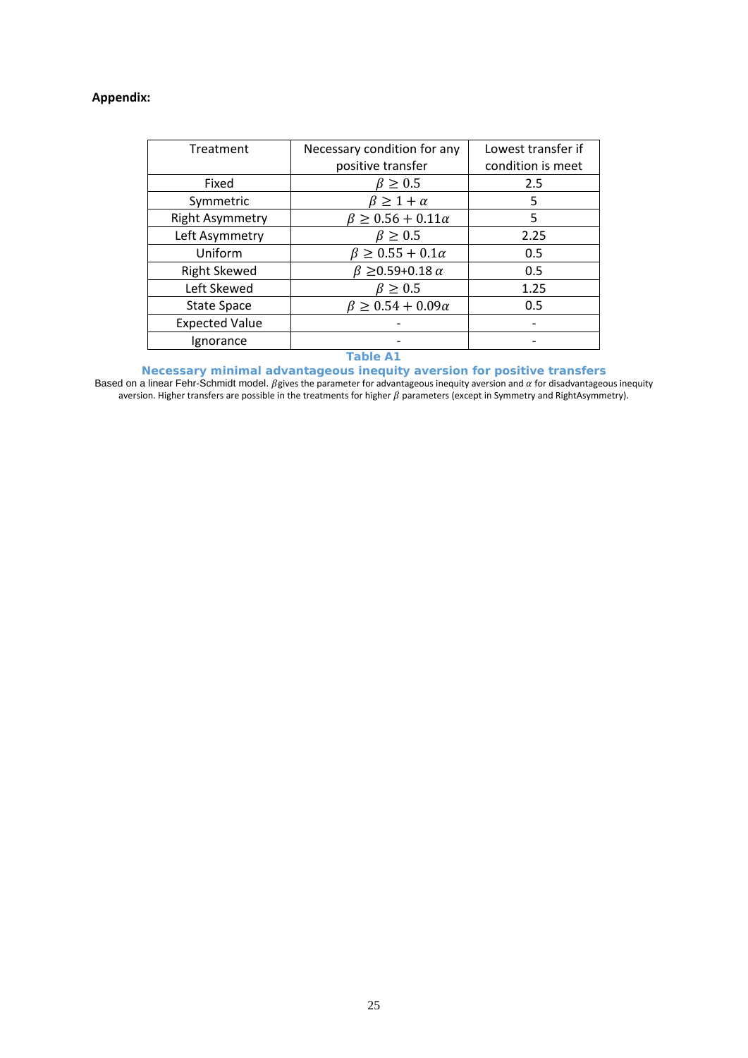**Appendix:**

| Treatment | Necessary condition for any positive transfer | Lowest transfer if condition is meet |
|---|---|---|
| Fixed | $\beta \geq 0.5$ | 2.5 |
| Symmetric | $\beta \geq 1 + \alpha$ | 5 |
| Right Asymmetry | $\beta \geq 0.56 + 0.11\alpha$ | 5 |
| Left Asymmetry | $\beta \geq 0.5$ | 2.25 |
| Uniform | $\beta \geq 0.55 + 0.1\alpha$ | 0.5 |
| Right Skewed | $\beta \geq 0.59 + 0.18\alpha$ | 0.5 |
| Left Skewed | $\beta \geq 0.5$ | 1.25 |
| State Space | $\beta \geq 0.54 + 0.09\alpha$ | 0.5 |
| Expected Value | - | - |
| Ignorance | - | - |

**Table A1**

**Necessary minimal advantageous inequity aversion for positive transfers**

Based on a linear Fehr-Schmidt model. $\beta$ gives the parameter for advantageous inequity aversion and $\alpha$ for disadvantageous inequity aversion. Higher transfers are possible in the treatments for higher $\beta$ parameters (except in Symmetry and RightAsymmetry).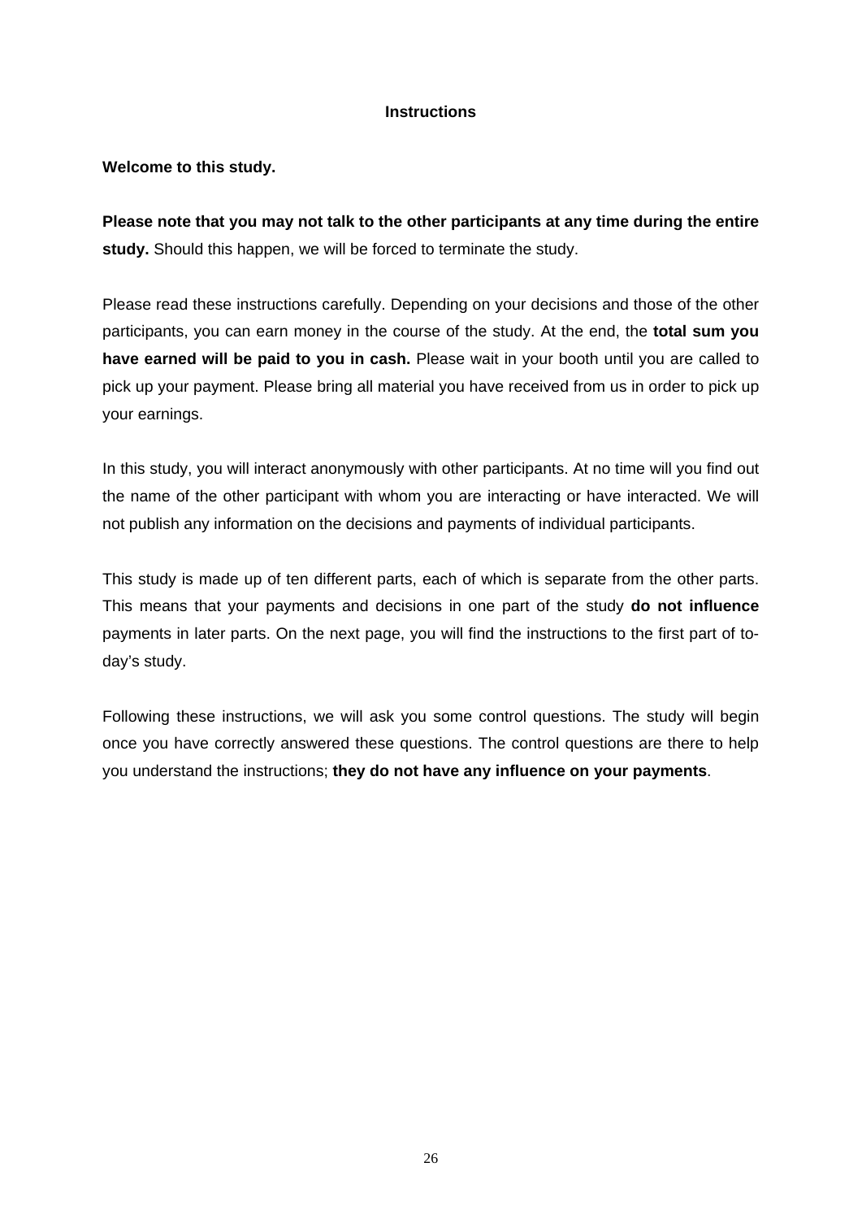# Instructions

**Welcome to this study.**

**Please note that you may not talk to the other participants at any time during the entire study.** Should this happen, we will be forced to terminate the study.

Please read these instructions carefully. Depending on your decisions and those of the other participants, you can earn money in the course of the study. At the end, the **total sum you have earned will be paid to you in cash.** Please wait in your booth until you are called to pick up your payment. Please bring all material you have received from us in order to pick up your earnings.

In this study, you will interact anonymously with other participants. At no time will you find out the name of the other participant with whom you are interacting or have interacted. We will not publish any information on the decisions and payments of individual participants.

This study is made up of ten different parts, each of which is separate from the other parts. This means that your payments and decisions in one part of the study **do not influence** payments in later parts. On the next page, you will find the instructions to the first part of today's study.

Following these instructions, we will ask you some control questions. The study will begin once you have correctly answered these questions. The control questions are there to help you understand the instructions; **they do not have any influence on your payments**.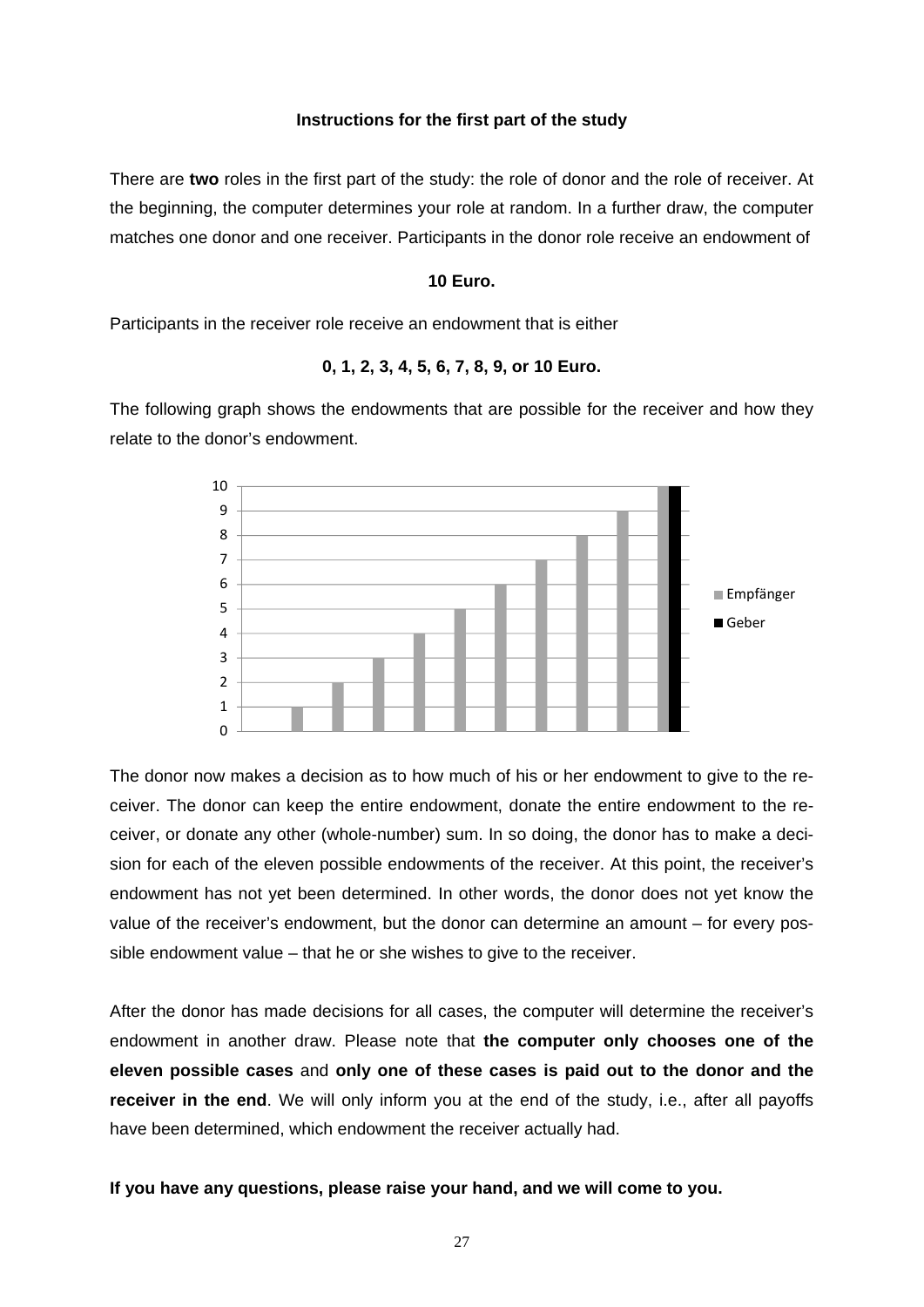**Instructions for the first part of the study**

There are **two** roles in the first part of the study: the role of donor and the role of receiver. At the beginning, the computer determines your role at random. In a further draw, the computer matches one donor and one receiver. Participants in the donor role receive an endowment of

**10 Euro.**

Participants in the receiver role receive an endowment that is either

**0, 1, 2, 3, 4, 5, 6, 7, 8, 9, or 10 Euro.**

The following graph shows the endowments that are possible for the receiver and how they relate to the donor's endowment.

The donor now makes a decision as to how much of his or her endowment to give to the receiver. The donor can keep the entire endowment, donate the entire endowment to the receiver, or donate any other (whole-number) sum. In so doing, the donor has to make a decision for each of the eleven possible endowments of the receiver. At this point, the receiver's endowment has not yet been determined. In other words, the donor does not yet know the value of the receiver's endowment, but the donor can determine an amount – for every possible endowment value – that he or she wishes to give to the receiver.

After the donor has made decisions for all cases, the computer will determine the receiver's endowment in another draw. Please note that **the computer only chooses one of the eleven possible cases** and **only one of these cases is paid out to the donor and the receiver in the end**. We will only inform you at the end of the study, i.e., after all payoffs have been determined, which endowment the receiver actually had.

**If you have any questions, please raise your hand, and we will come to you.**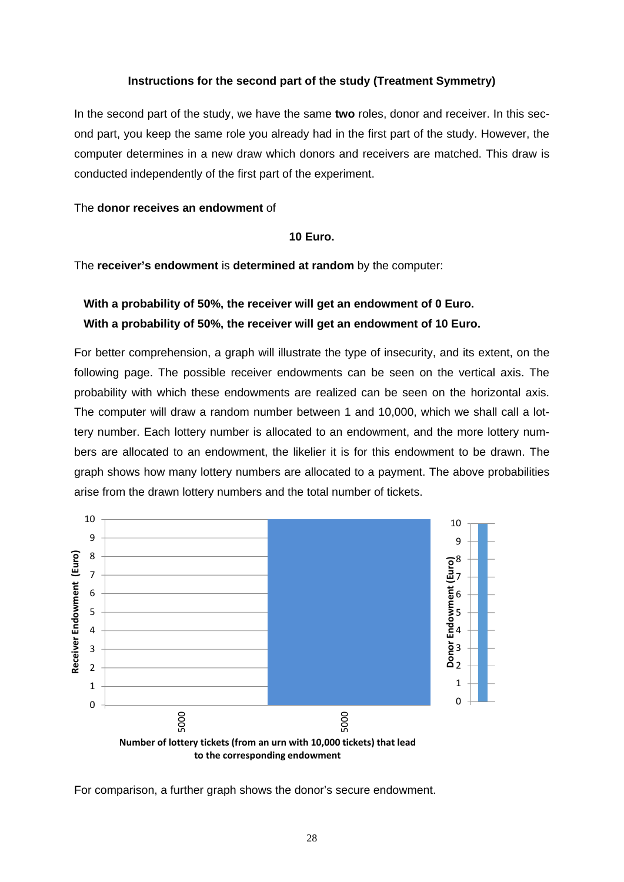**Instructions for the second part of the study (Treatment Symmetry)**

In the second part of the study, we have the same **two** roles, donor and receiver. In this second part, you keep the same role you already had in the first part of the study. However, the computer determines in a new draw which donors and receivers are matched. This draw is conducted independently of the first part of the experiment.

The **donor receives an endowment** of

**10 Euro.**

The **receiver's endowment** is **determined at random** by the computer:

**With a probability of 50%, the receiver will get an endowment of 0 Euro.**
**With a probability of 50%, the receiver will get an endowment of 10 Euro.**

For better comprehension, a graph will illustrate the type of insecurity, and its extent, on the following page. The possible receiver endowments can be seen on the vertical axis. The probability with which these endowments are realized can be seen on the horizontal axis. The computer will draw a random number between 1 and 10,000, which we shall call a lottery number. Each lottery number is allocated to an endowment, and the more lottery numbers are allocated to an endowment, the likelier it is for this endowment to be drawn. The graph shows how many lottery numbers are allocated to a payment. The above probabilities arise from the drawn lottery numbers and the total number of tickets.

**Number of lottery tickets (from an urn with 10,000 tickets) that lead to the corresponding endowment**

For comparison, a further graph shows the donor's secure endowment.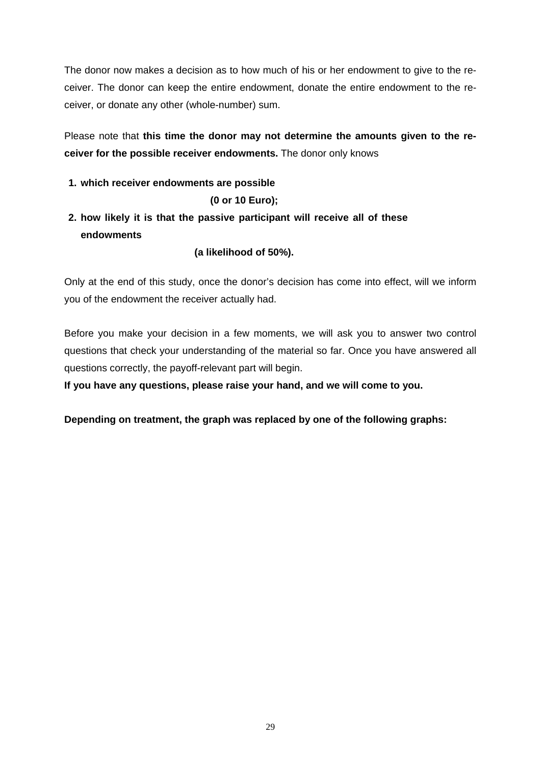The donor now makes a decision as to how much of his or her endowment to give to the receiver. The donor can keep the entire endowment, donate the entire endowment to the receiver, or donate any other (whole-number) sum.

Please note that **this time the donor may not determine the amounts given to the receiver for the possible receiver endowments.** The donor only knows

1. **which receiver endowments are possible**

   **(0 or 10 Euro);**

2. **how likely it is that the passive participant will receive all of these endowments**

   **(a likelihood of 50%).**

Only at the end of this study, once the donor's decision has come into effect, will we inform you of the endowment the receiver actually had.

Before you make your decision in a few moments, we will ask you to answer two control questions that check your understanding of the material so far. Once you have answered all questions correctly, the payoff-relevant part will begin.

**If you have any questions, please raise your hand, and we will come to you.**

**Depending on treatment, the graph was replaced by one of the following graphs:**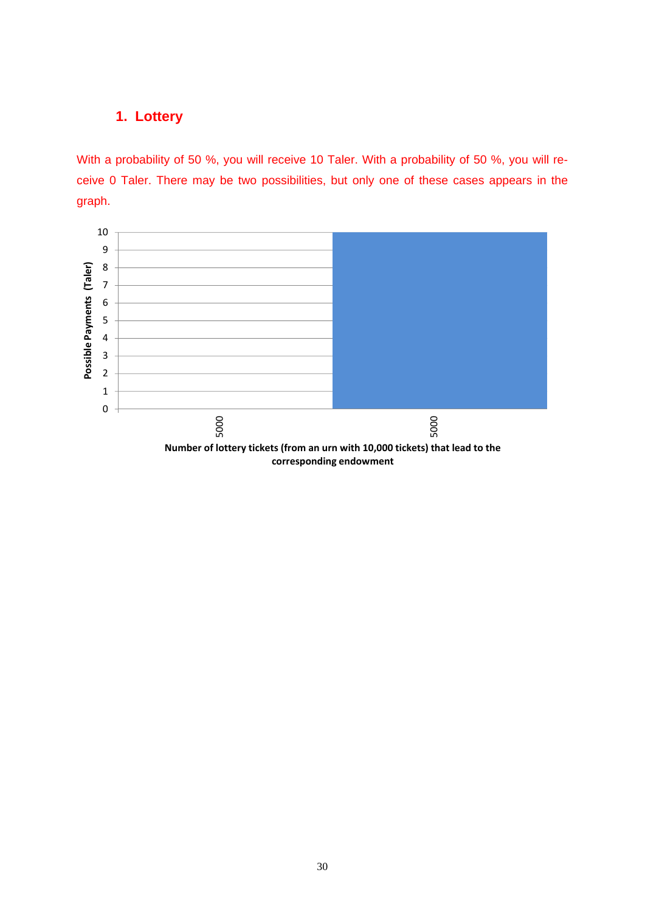## 1. Lottery

With a probability of 50 %, you will receive 10 Taler. With a probability of 50 %, you will receive 0 Taler. There may be two possibilities, but only one of these cases appears in the graph.

Possible Payments (Taler)

10
9
8
7
6
5
4
3
2
1
0

5000 5000

Number of lottery tickets (from an urn with 10,000 tickets) that lead to the corresponding endowment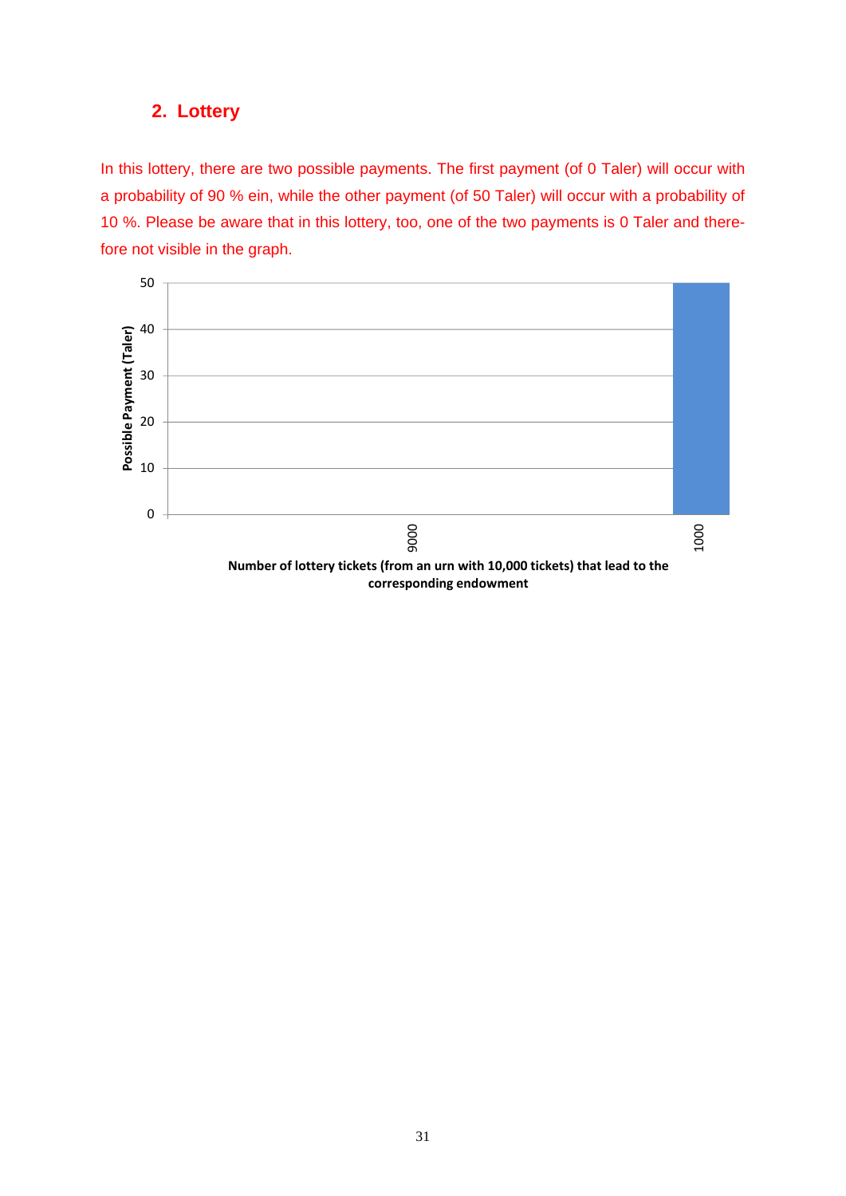## 2. Lottery

In this lottery, there are two possible payments. The first payment (of 0 Taler) will occur with a probability of 90 % ein, while the other payment (of 50 Taler) will occur with a probability of 10 %. Please be aware that in this lottery, too, one of the two payments is 0 Taler and therefore not visible in the graph.

| Number of lottery tickets (from an urn with 10,000 tickets) that lead to the corresponding endowment | Possible Payment (Taler) |
|---|---|
| 9000 | 0 |
| 1000 | 50 |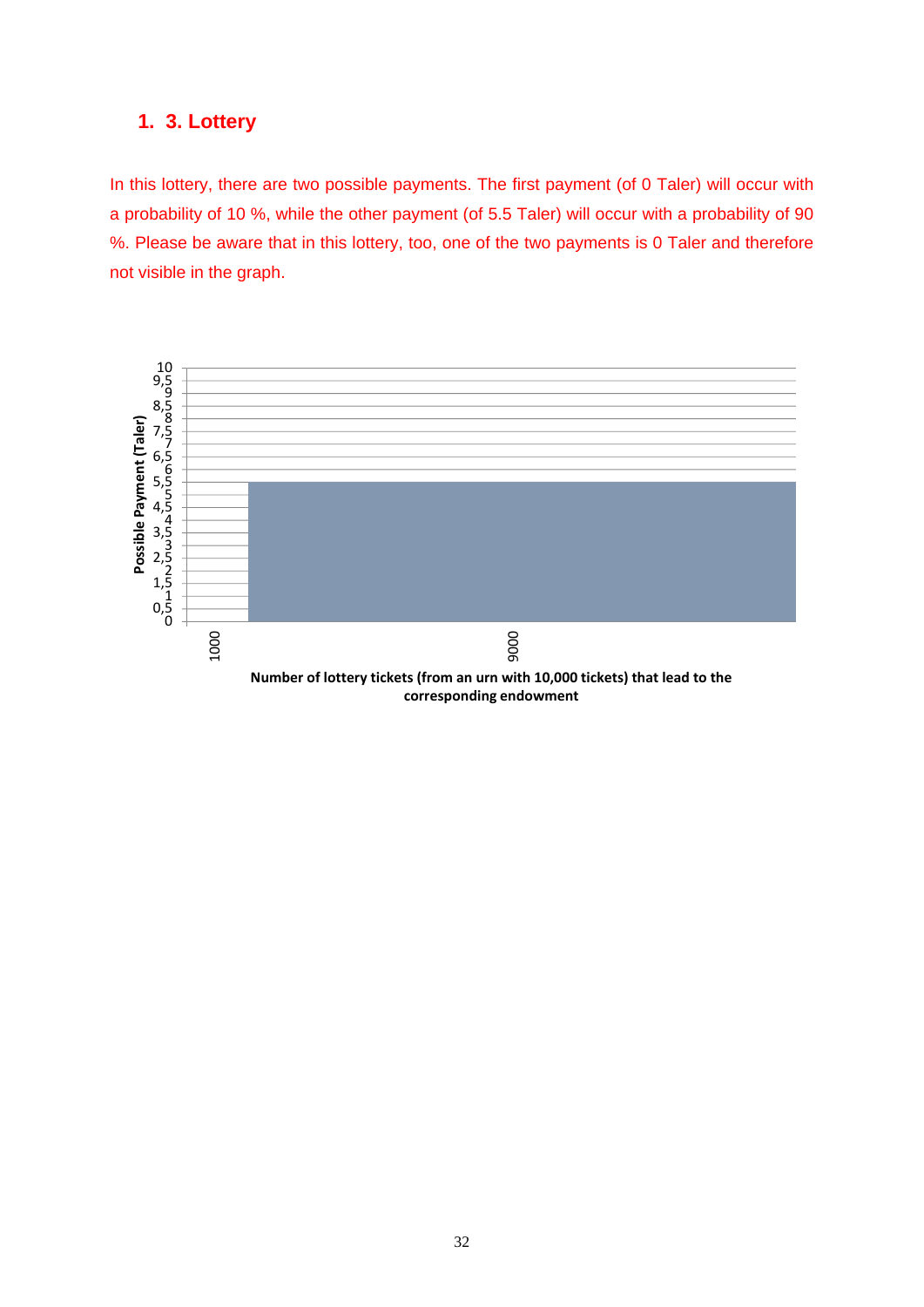## 1. 3. Lottery

In this lottery, there are two possible payments. The first payment (of 0 Taler) will occur with a probability of 10 %, while the other payment (of 5.5 Taler) will occur with a probability of 90 %. Please be aware that in this lottery, too, one of the two payments is 0 Taler and therefore not visible in the graph.

Possible Payment (Taler)

10
9,5
9
8,5
8
7,5
7
6,5
6
5,5
5
4,5
4
3,5
3
2,5
2
1,5
1
0,5
0

1000

9000

Number of lottery tickets (from an urn with 10,000 tickets) that lead to the corresponding endowment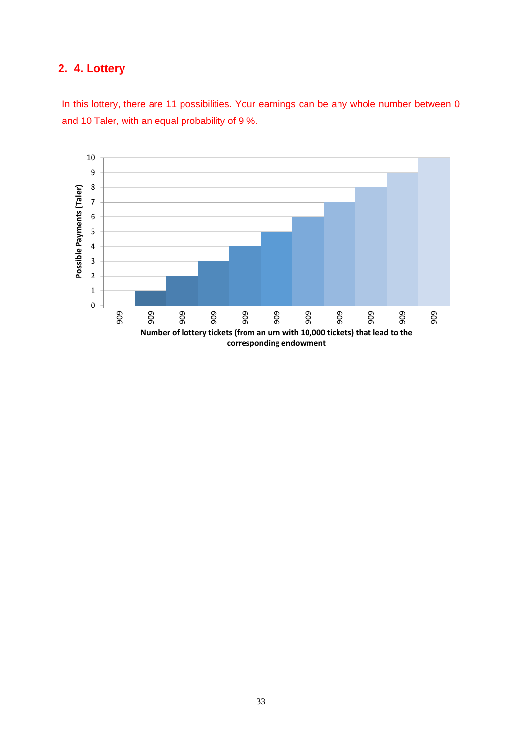## 2. 4. Lottery

In this lottery, there are 11 possibilities. Your earnings can be any whole number between 0 and 10 Taler, with an equal probability of 9 %.

| Possible Payments (Taler) | Number of lottery tickets (from an urn with 10,000 tickets) that lead to the corresponding endowment |
|---|---|
| 0 | 909 |
| 1 | 909 |
| 2 | 909 |
| 3 | 909 |
| 4 | 909 |
| 5 | 909 |
| 6 | 909 |
| 7 | 909 |
| 8 | 909 |
| 9 | 909 |
| 10 | 909 |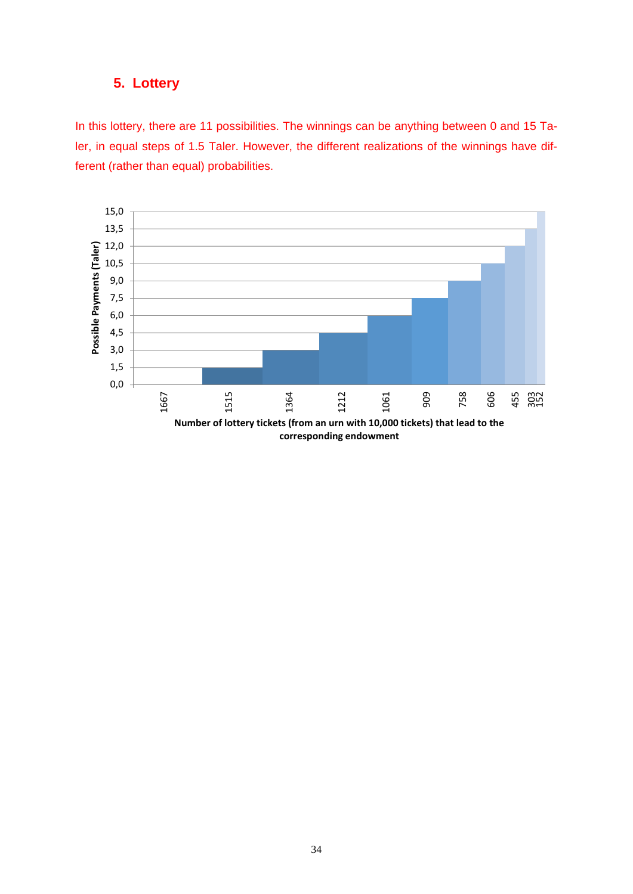## 5. Lottery

In this lottery, there are 11 possibilities. The winnings can be anything between 0 and 15 Taler, in equal steps of 1.5 Taler. However, the different realizations of the winnings have different (rather than equal) probabilities.

| Possible Payments (Taler) | Number of lottery tickets (from an urn with 10,000 tickets) that lead to the corresponding endowment |
|---|---|
| 0,0 | 1667 |
| 1,5 | 1515 |
| 3,0 | 1364 |
| 4,5 | 1212 |
| 6,0 | 1061 |
| 7,5 | 909 |
| 9,0 | 758 |
| 10,5 | 606 |
| 12,0 | 455 |
| 13,5 | 303 |
| 15,0 | 152 |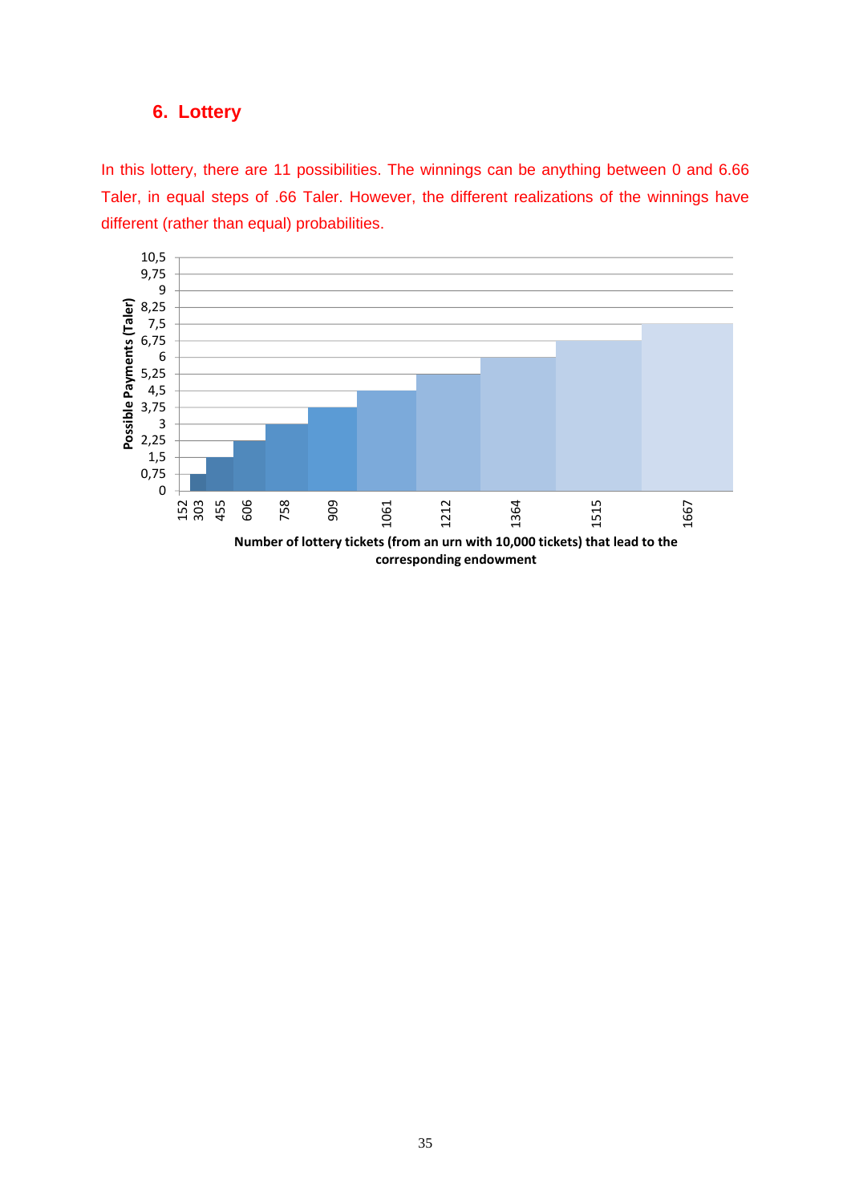## 6. Lottery

In this lottery, there are 11 possibilities. The winnings can be anything between 0 and 6.66 Taler, in equal steps of .66 Taler. However, the different realizations of the winnings have different (rather than equal) probabilities.

Possible Payments (Taler): 10,5; 9,75; 9; 8,25; 7,5; 6,75; 6; 5,25; 4,5; 3,75; 3; 2,25; 1,5; 0,75; 0

152; 303; 455; 606; 758; 909; 1061; 1212; 1364; 1515; 1667

Number of lottery tickets (from an urn with 10,000 tickets) that lead to the corresponding endowment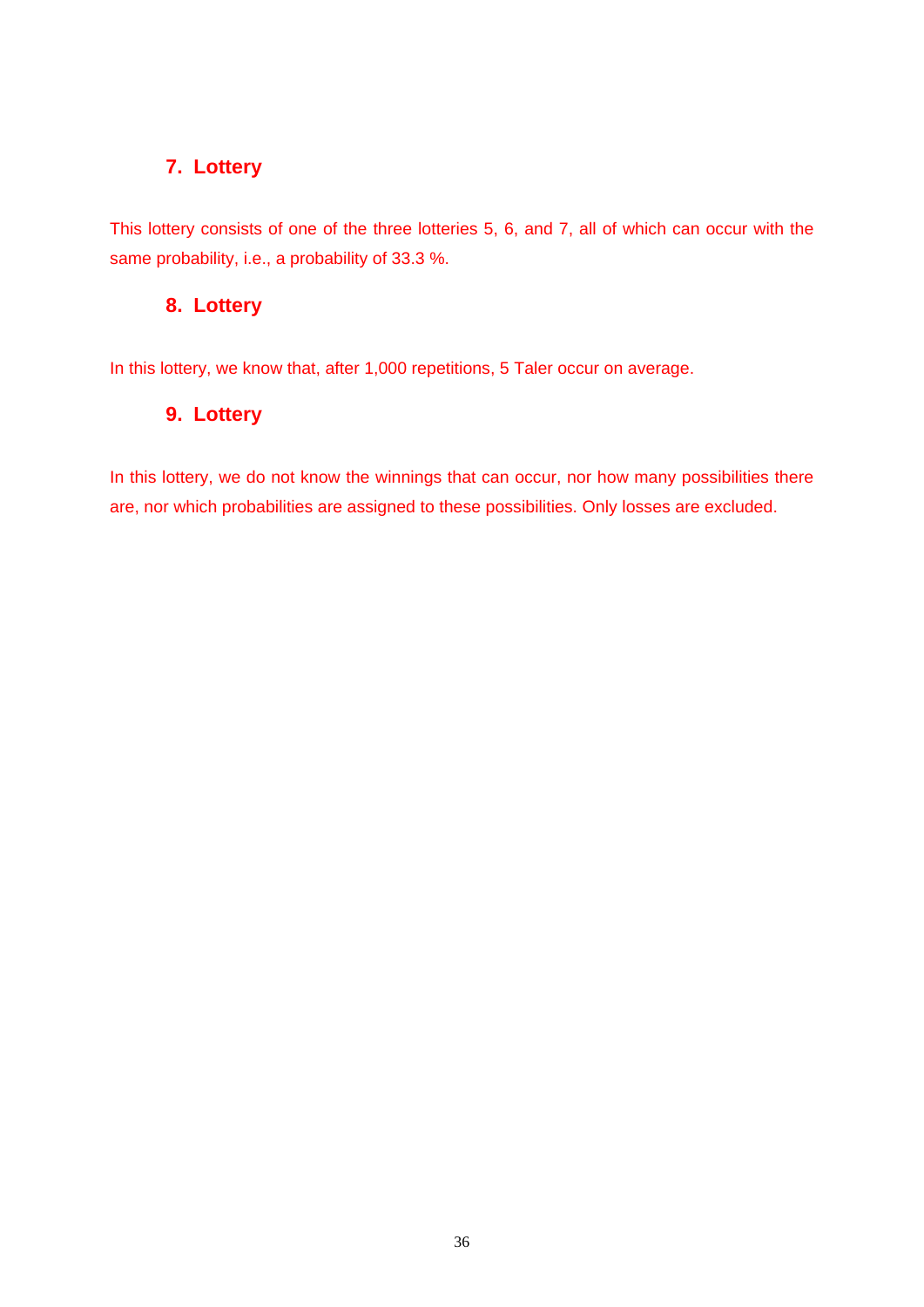### 7. Lottery

This lottery consists of one of the three lotteries 5, 6, and 7, all of which can occur with the same probability, i.e., a probability of 33.3 %.

### 8. Lottery

In this lottery, we know that, after 1,000 repetitions, 5 Taler occur on average.

### 9. Lottery

In this lottery, we do not know the winnings that can occur, nor how many possibilities there are, nor which probabilities are assigned to these possibilities. Only losses are excluded.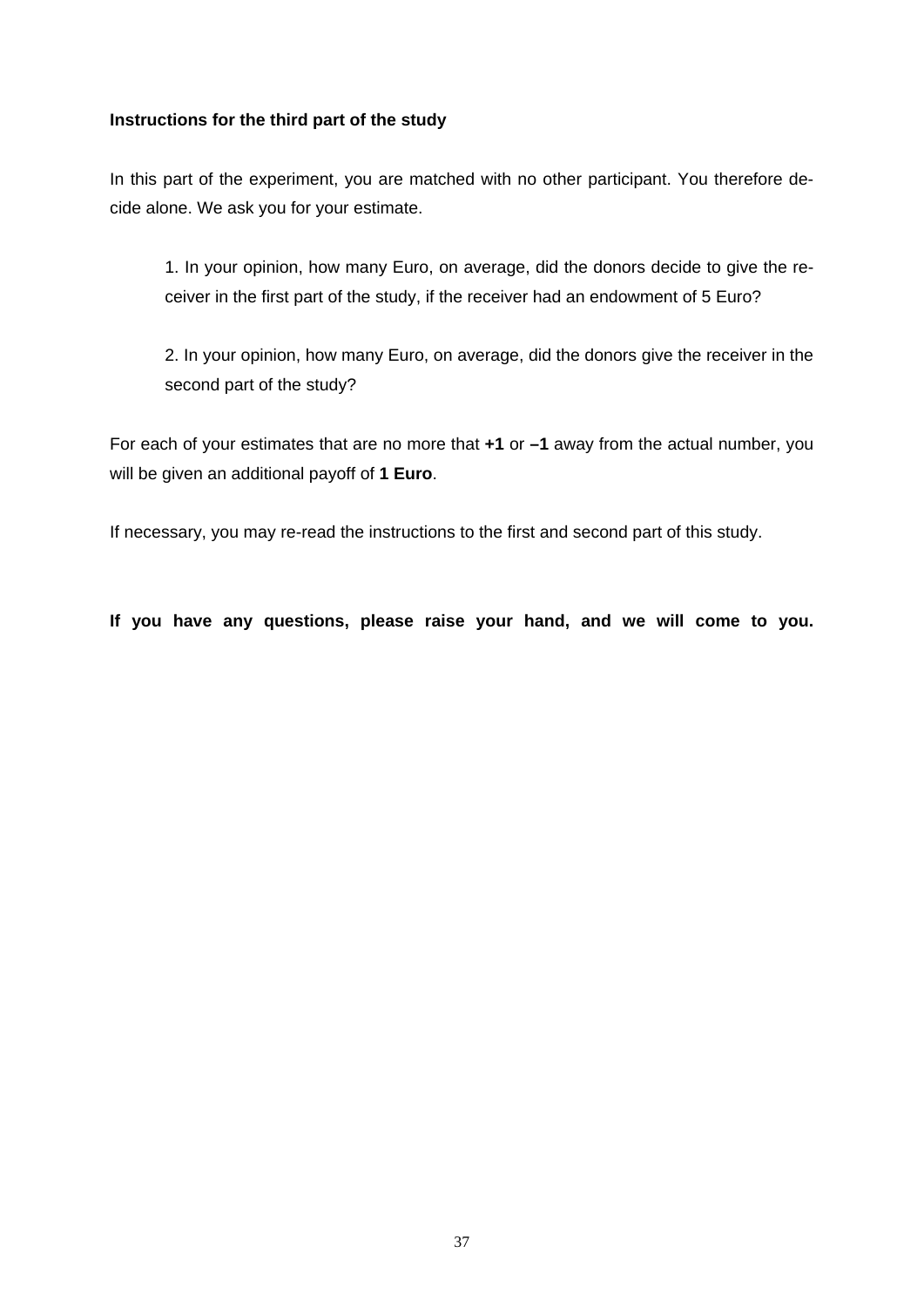**Instructions for the third part of the study**

In this part of the experiment, you are matched with no other participant. You therefore decide alone. We ask you for your estimate.

> 1. In your opinion, how many Euro, on average, did the donors decide to give the receiver in the first part of the study, if the receiver had an endowment of 5 Euro?
>
> 2. In your opinion, how many Euro, on average, did the donors give the receiver in the second part of the study?

For each of your estimates that are no more that **+1** or **–1** away from the actual number, you will be given an additional payoff of **1 Euro**.

If necessary, you may re-read the instructions to the first and second part of this study.

**If you have any questions, please raise your hand, and we will come to you.**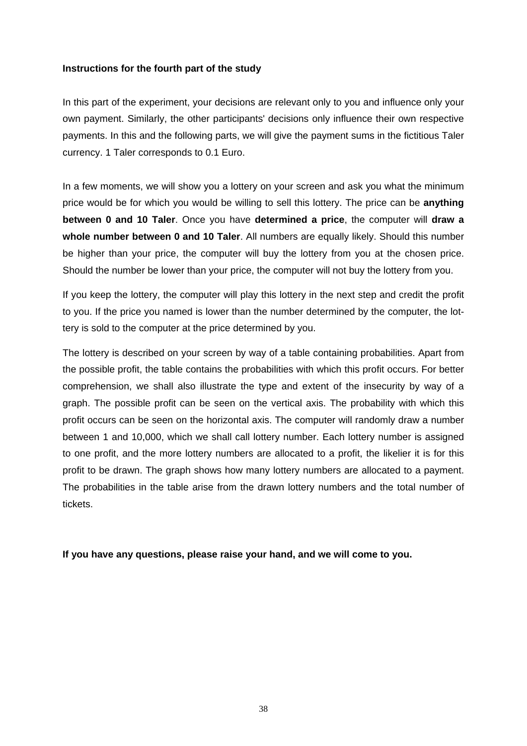**Instructions for the fourth part of the study**

In this part of the experiment, your decisions are relevant only to you and influence only your own payment. Similarly, the other participants' decisions only influence their own respective payments. In this and the following parts, we will give the payment sums in the fictitious Taler currency. 1 Taler corresponds to 0.1 Euro.

In a few moments, we will show you a lottery on your screen and ask you what the minimum price would be for which you would be willing to sell this lottery. The price can be **anything between 0 and 10 Taler**. Once you have **determined a price**, the computer will **draw a whole number between 0 and 10 Taler**. All numbers are equally likely. Should this number be higher than your price, the computer will buy the lottery from you at the chosen price. Should the number be lower than your price, the computer will not buy the lottery from you.

If you keep the lottery, the computer will play this lottery in the next step and credit the profit to you. If the price you named is lower than the number determined by the computer, the lottery is sold to the computer at the price determined by you.

The lottery is described on your screen by way of a table containing probabilities. Apart from the possible profit, the table contains the probabilities with which this profit occurs. For better comprehension, we shall also illustrate the type and extent of the insecurity by way of a graph. The possible profit can be seen on the vertical axis. The probability with which this profit occurs can be seen on the horizontal axis. The computer will randomly draw a number between 1 and 10,000, which we shall call lottery number. Each lottery number is assigned to one profit, and the more lottery numbers are allocated to a profit, the likelier it is for this profit to be drawn. The graph shows how many lottery numbers are allocated to a payment. The probabilities in the table arise from the drawn lottery numbers and the total number of tickets.

**If you have any questions, please raise your hand, and we will come to you.**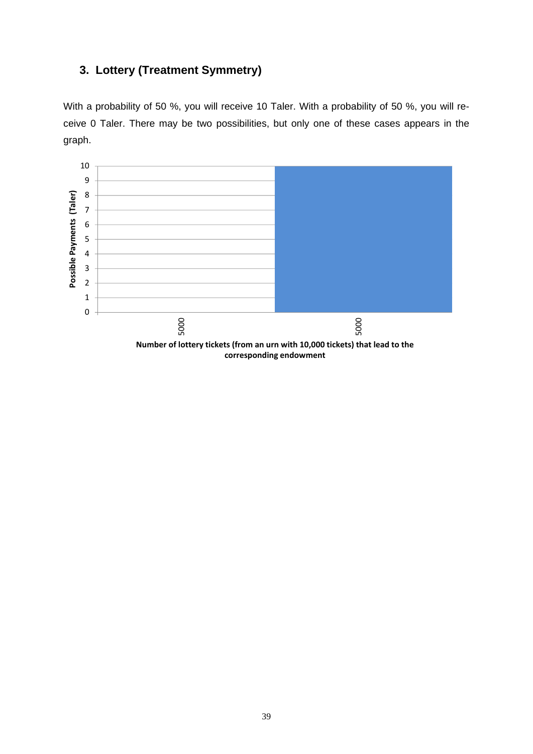## 3. Lottery (Treatment Symmetry)

With a probability of 50 %, you will receive 10 Taler. With a probability of 50 %, you will receive 0 Taler. There may be two possibilities, but only one of these cases appears in the graph.

Possible Payments (Taler)

10
9
8
7
6
5
4
3
2
1
0

5000 5000

Number of lottery tickets (from an urn with 10,000 tickets) that lead to the corresponding endowment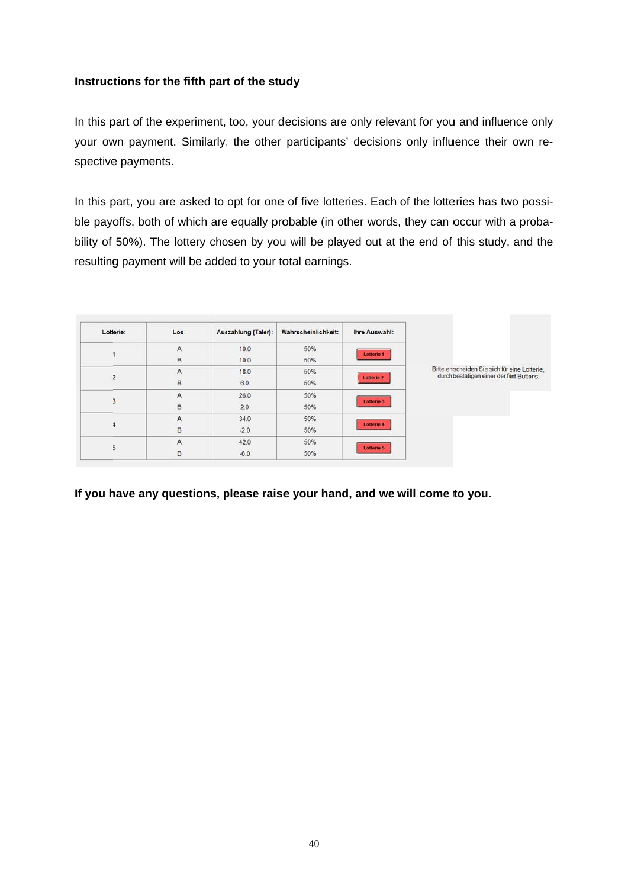**Instructions for the fifth part of the study**

In this part of the experiment, too, your decisions are only relevant for you and influence only your own payment. Similarly, the other participants' decisions only influence their own respective payments.

In this part, you are asked to opt for one of five lotteries. Each of the lotteries has two possible payoffs, both of which are equally probable (in other words, they can occur with a probability of 50%). The lottery chosen by you will be played out at the end of this study, and the resulting payment will be added to your total earnings.

| Lotterie: | Los: | Auszahlung (Taler): | Wahrscheinlichkeit: | Ihre Auswahl: |
|---|---|---|---|---|
| 1 | A | 10.0 | 50% | Lotterie 1 |
| | B | 10.0 | 50% | |
| 2 | A | 18.0 | 50% | Lotterie 2 |
| | B | 6.0 | 50% | |
| 3 | A | 26.0 | 50% | Lotterie 3 |
| | B | 2.0 | 50% | |
| 4 | A | 34.0 | 50% | Lotterie 4 |
| | B | -2.0 | 50% | |
| 5 | A | 42.0 | 50% | Lotterie 5 |
| | B | -6.0 | 50% | |

Bitte entscheiden Sie sich für eine Lotterie, durch bestätigen einer der fünf Buttons.

**If you have any questions, please raise your hand, and we will come to you.**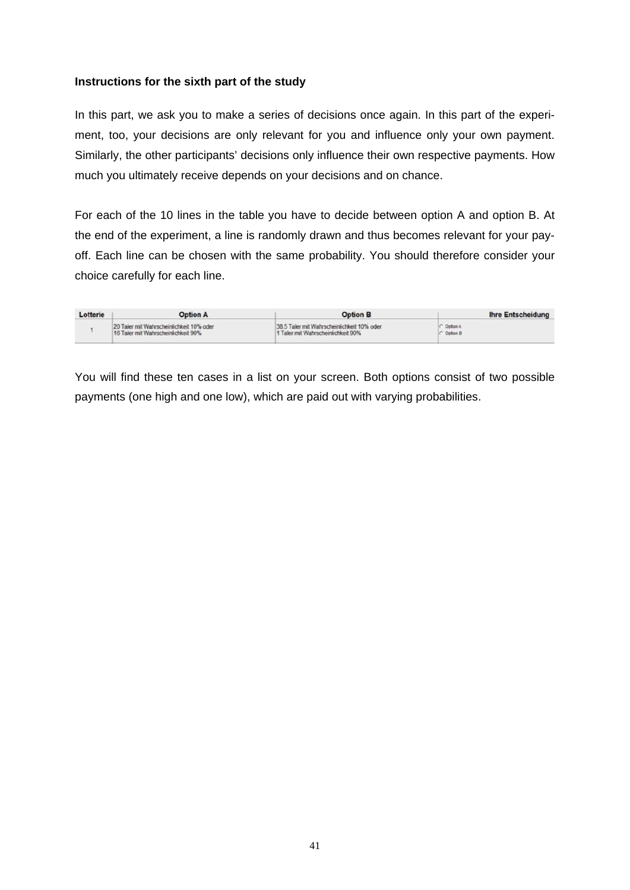**Instructions for the sixth part of the study**

In this part, we ask you to make a series of decisions once again. In this part of the experiment, too, your decisions are only relevant for you and influence only your own payment. Similarly, the other participants' decisions only influence their own respective payments. How much you ultimately receive depends on your decisions and on chance.

For each of the 10 lines in the table you have to decide between option A and option B. At the end of the experiment, a line is randomly drawn and thus becomes relevant for your payoff. Each line can be chosen with the same probability. You should therefore consider your choice carefully for each line.

| Lotterie | Option A | Option B | Ihre Entscheidung |
|---|---|---|---|
| 1 | 20 Taler mit Wahrscheinlichkeit 10% oder 16 Taler mit Wahrscheinlichkeit 90% | 38.5 Taler mit Wahrscheinlichkeit 10% oder 1 Taler mit Wahrscheinlichkeit 90% | Option A / Option B |

You will find these ten cases in a list on your screen. Both options consist of two possible payments (one high and one low), which are paid out with varying probabilities.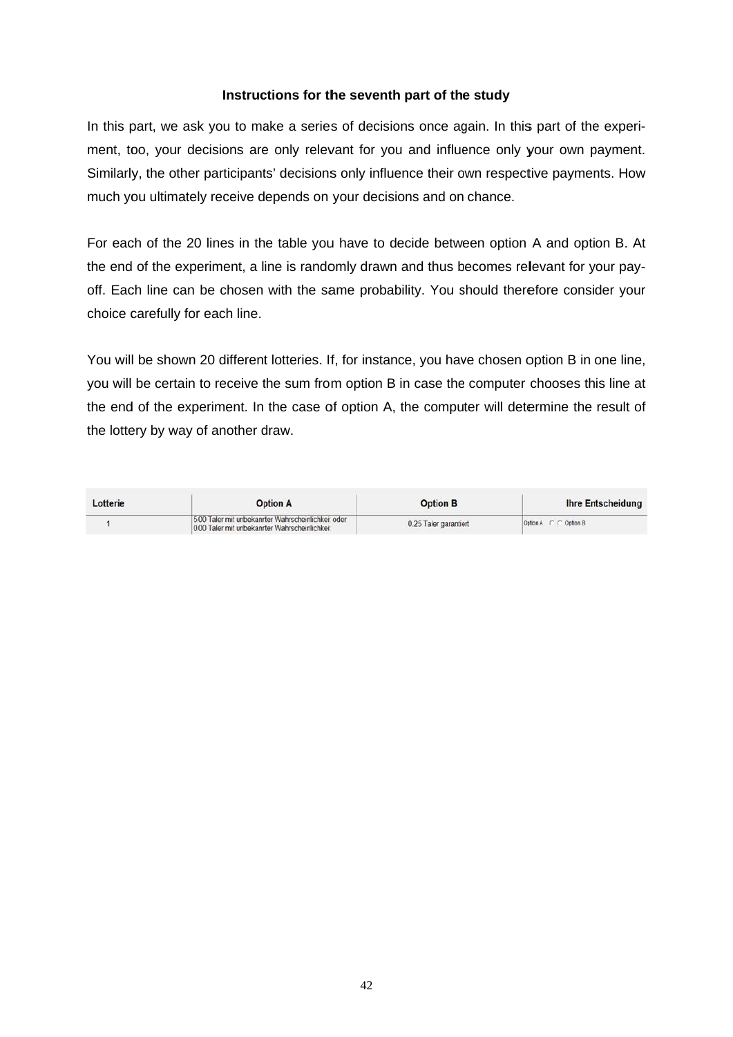**Instructions for the seventh part of the study**

In this part, we ask you to make a series of decisions once again. In this part of the experiment, too, your decisions are only relevant for you and influence only your own payment. Similarly, the other participants' decisions only influence their own respective payments. How much you ultimately receive depends on your decisions and on chance.

For each of the 20 lines in the table you have to decide between option A and option B. At the end of the experiment, a line is randomly drawn and thus becomes relevant for your payoff. Each line can be chosen with the same probability. You should therefore consider your choice carefully for each line.

You will be shown 20 different lotteries. If, for instance, you have chosen option B in one line, you will be certain to receive the sum from option B in case the computer chooses this line at the end of the experiment. In the case of option A, the computer will determine the result of the lottery by way of another draw.

| Lotterie | Option A | Option B | Ihre Entscheidung |
|---|---|---|---|
| 1 | 5.00 Taler mit unbekannter Wahrscheinlichkeit oder 0.00 Taler mit unbekannter Wahrscheinlichkeit | 0.25 Taler garantiert | Option A ○ ○ Option B |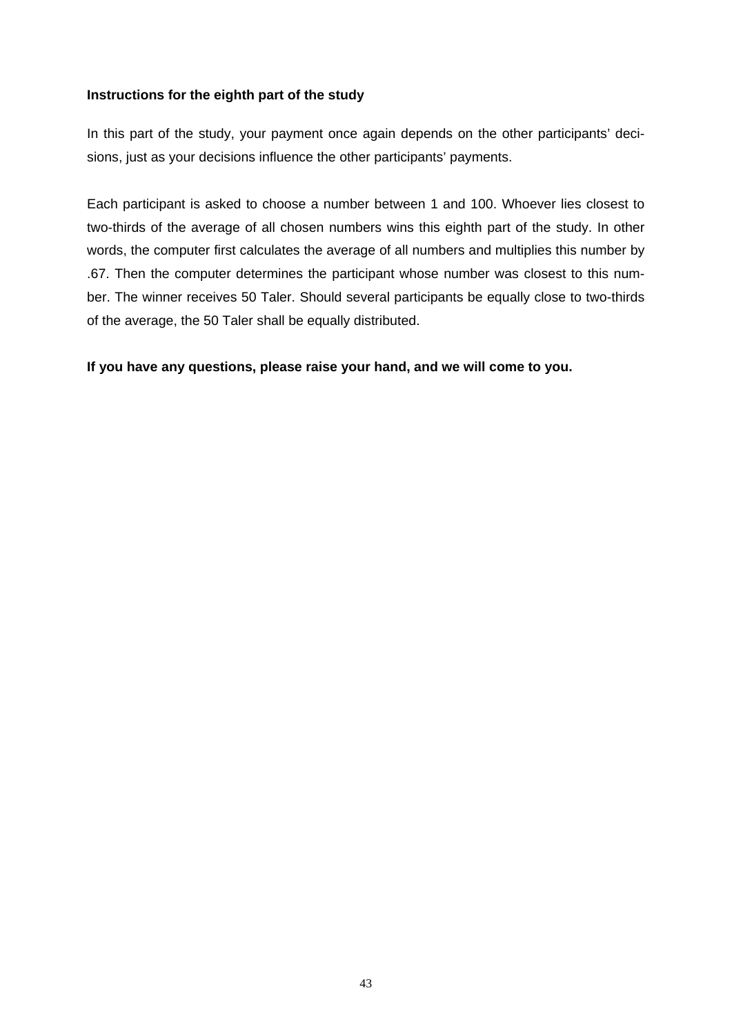**Instructions for the eighth part of the study**

In this part of the study, your payment once again depends on the other participants' decisions, just as your decisions influence the other participants' payments.

Each participant is asked to choose a number between 1 and 100. Whoever lies closest to two-thirds of the average of all chosen numbers wins this eighth part of the study. In other words, the computer first calculates the average of all numbers and multiplies this number by .67. Then the computer determines the participant whose number was closest to this number. The winner receives 50 Taler. Should several participants be equally close to two-thirds of the average, the 50 Taler shall be equally distributed.

**If you have any questions, please raise your hand, and we will come to you.**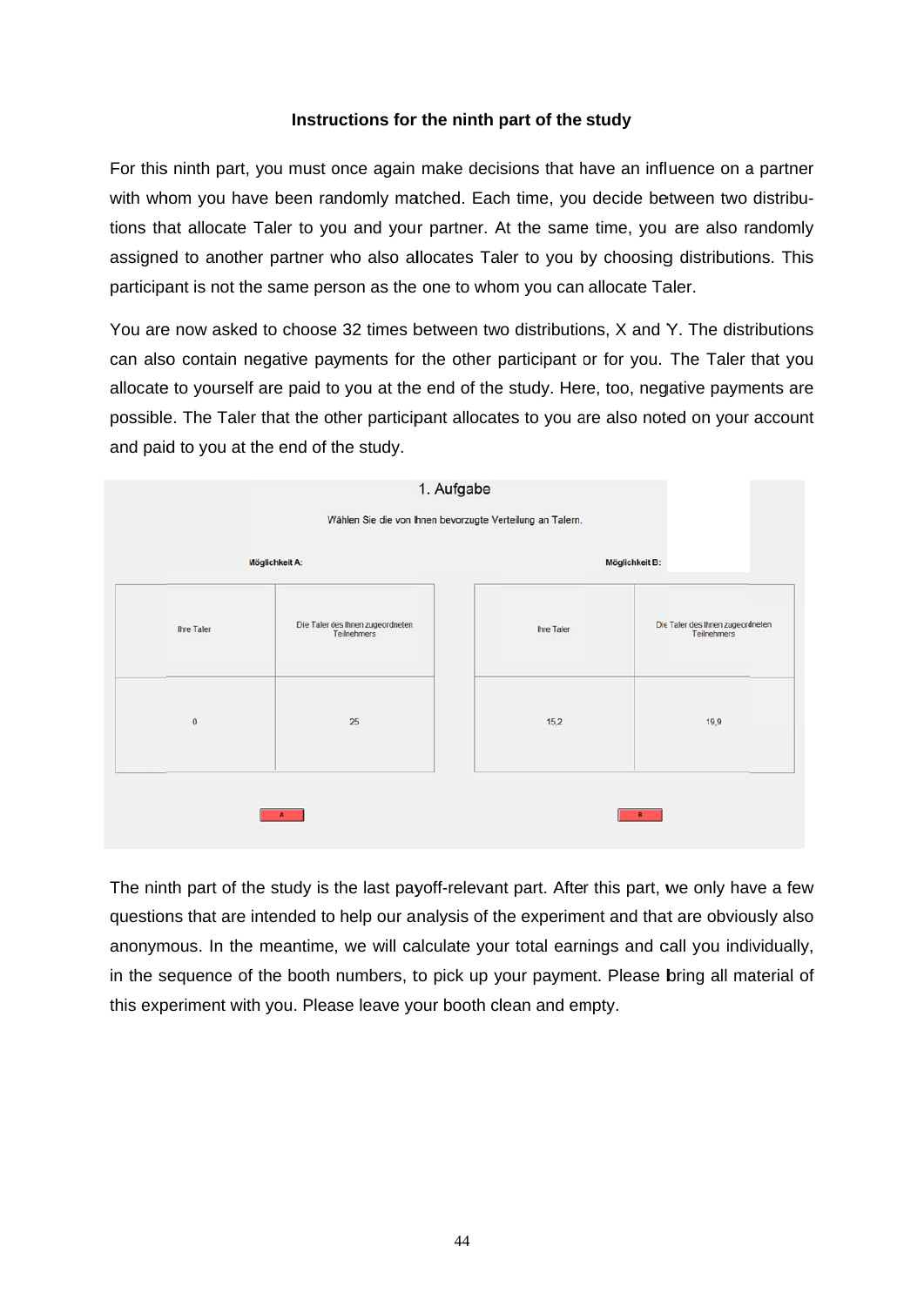**Instructions for the ninth part of the study**

For this ninth part, you must once again make decisions that have an influence on a partner with whom you have been randomly matched. Each time, you decide between two distributions that allocate Taler to you and your partner. At the same time, you are also randomly assigned to another partner who also allocates Taler to you by choosing distributions. This participant is not the same person as the one to whom you can allocate Taler.

You are now asked to choose 32 times between two distributions, X and Y. The distributions can also contain negative payments for the other participant or for you. The Taler that you allocate to yourself are paid to you at the end of the study. Here, too, negative payments are possible. The Taler that the other participant allocates to you are also noted on your account and paid to you at the end of the study.

1. Aufgabe

Wählen Sie die von Ihnen bevorzugte Verteilung an Talern.

| Möglichkeit A: | | Möglichkeit B: | |
|---|---|---|---|
| Ihre Taler | Die Taler des Ihnen zugeordneten Teilnehmers | Ihre Taler | Die Taler des Ihnen zugeordneten Teilnehmers |
| 0 | 25 | 15,2 | 19,9 |

A

B

The ninth part of the study is the last payoff-relevant part. After this part, we only have a few questions that are intended to help our analysis of the experiment and that are obviously also anonymous. In the meantime, we will calculate your total earnings and call you individually, in the sequence of the booth numbers, to pick up your payment. Please bring all material of this experiment with you. Please leave your booth clean and empty.